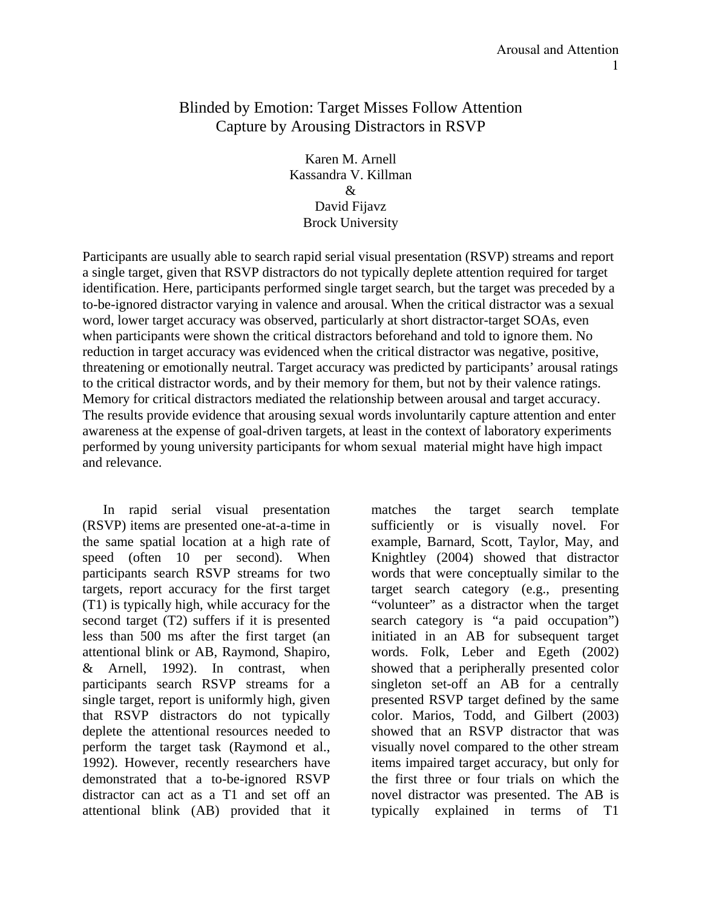# Blinded by Emotion: Target Misses Follow Attention Capture by Arousing Distractors in RSVP

Karen M. Arnell
Kassandra V. Killman
&
David Fijavz
Brock University

Participants are usually able to search rapid serial visual presentation (RSVP) streams and report a single target, given that RSVP distractors do not typically deplete attention required for target identification. Here, participants performed single target search, but the target was preceded by a to-be-ignored distractor varying in valence and arousal. When the critical distractor was a sexual word, lower target accuracy was observed, particularly at short distractor-target SOAs, even when participants were shown the critical distractors beforehand and told to ignore them. No reduction in target accuracy was evidenced when the critical distractor was negative, positive, threatening or emotionally neutral. Target accuracy was predicted by participants' arousal ratings to the critical distractor words, and by their memory for them, but not by their valence ratings. Memory for critical distractors mediated the relationship between arousal and target accuracy. The results provide evidence that arousing sexual words involuntarily capture attention and enter awareness at the expense of goal-driven targets, at least in the context of laboratory experiments performed by young university participants for whom sexual material might have high impact and relevance.

In rapid serial visual presentation (RSVP) items are presented one-at-a-time in the same spatial location at a high rate of speed (often 10 per second). When participants search RSVP streams for two targets, report accuracy for the first target (T1) is typically high, while accuracy for the second target (T2) suffers if it is presented less than 500 ms after the first target (an attentional blink or AB, Raymond, Shapiro, & Arnell, 1992). In contrast, when participants search RSVP streams for a single target, report is uniformly high, given that RSVP distractors do not typically deplete the attentional resources needed to perform the target task (Raymond et al., 1992). However, recently researchers have demonstrated that a to-be-ignored RSVP distractor can act as a T1 and set off an attentional blink (AB) provided that it matches the target search template sufficiently or is visually novel. For example, Barnard, Scott, Taylor, May, and Knightley (2004) showed that distractor words that were conceptually similar to the target search category (e.g., presenting "volunteer" as a distractor when the target search category is "a paid occupation") initiated in an AB for subsequent target words. Folk, Leber and Egeth (2002) showed that a peripherally presented color singleton set-off an AB for a centrally presented RSVP target defined by the same color. Marios, Todd, and Gilbert (2003) showed that an RSVP distractor that was visually novel compared to the other stream items impaired target accuracy, but only for the first three or four trials on which the novel distractor was presented. The AB is typically explained in terms of T1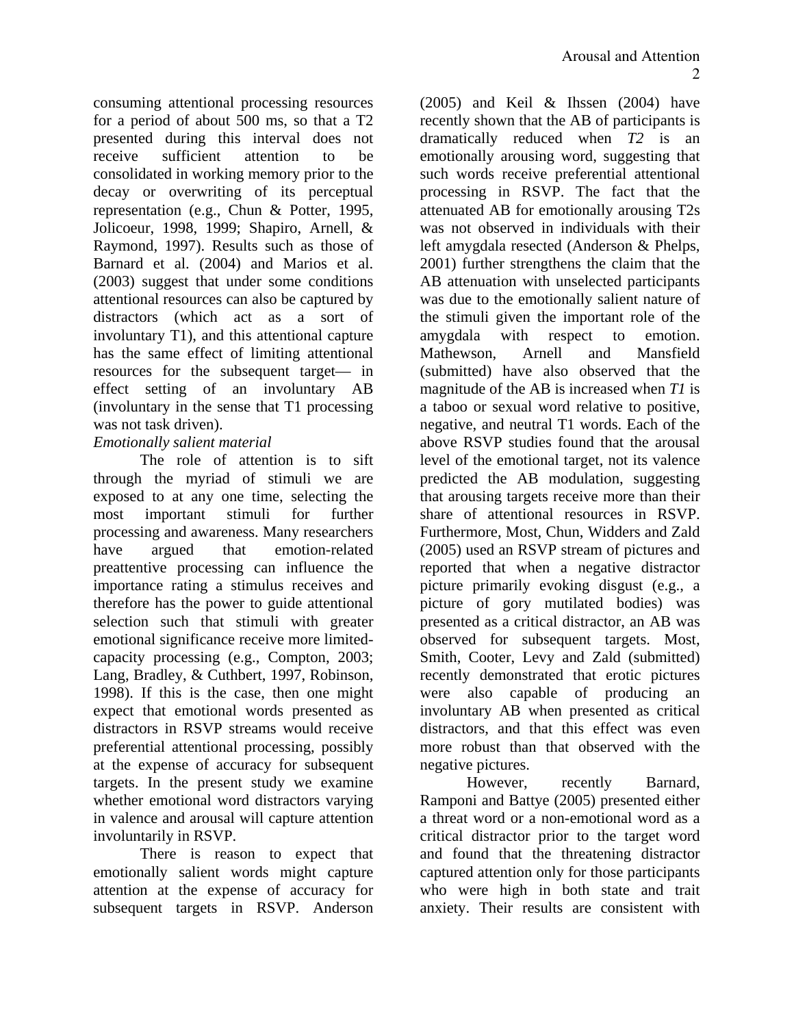consuming attentional processing resources for a period of about 500 ms, so that a T2 presented during this interval does not receive sufficient attention to be consolidated in working memory prior to the decay or overwriting of its perceptual representation (e.g., Chun & Potter, 1995, Jolicoeur, 1998, 1999; Shapiro, Arnell, & Raymond, 1997). Results such as those of Barnard et al. (2004) and Marios et al. (2003) suggest that under some conditions attentional resources can also be captured by distractors (which act as a sort of involuntary T1), and this attentional capture has the same effect of limiting attentional resources for the subsequent target— in effect setting of an involuntary AB (involuntary in the sense that T1 processing was not task driven).

*Emotionally salient material*

The role of attention is to sift through the myriad of stimuli we are exposed to at any one time, selecting the most important stimuli for further processing and awareness. Many researchers have argued that emotion-related preattentive processing can influence the importance rating a stimulus receives and therefore has the power to guide attentional selection such that stimuli with greater emotional significance receive more limited-capacity processing (e.g., Compton, 2003; Lang, Bradley, & Cuthbert, 1997, Robinson, 1998). If this is the case, then one might expect that emotional words presented as distractors in RSVP streams would receive preferential attentional processing, possibly at the expense of accuracy for subsequent targets. In the present study we examine whether emotional word distractors varying in valence and arousal will capture attention involuntarily in RSVP.

There is reason to expect that emotionally salient words might capture attention at the expense of accuracy for subsequent targets in RSVP. Anderson (2005) and Keil & Ihssen (2004) have recently shown that the AB of participants is dramatically reduced when *T2* is an emotionally arousing word, suggesting that such words receive preferential attentional processing in RSVP. The fact that the attenuated AB for emotionally arousing T2s was not observed in individuals with their left amygdala resected (Anderson & Phelps, 2001) further strengthens the claim that the AB attenuation with unselected participants was due to the emotionally salient nature of the stimuli given the important role of the amygdala with respect to emotion. Mathewson, Arnell and Mansfield (submitted) have also observed that the magnitude of the AB is increased when *T1* is a taboo or sexual word relative to positive, negative, and neutral T1 words. Each of the above RSVP studies found that the arousal level of the emotional target, not its valence predicted the AB modulation, suggesting that arousing targets receive more than their share of attentional resources in RSVP. Furthermore, Most, Chun, Widders and Zald (2005) used an RSVP stream of pictures and reported that when a negative distractor picture primarily evoking disgust (e.g., a picture of gory mutilated bodies) was presented as a critical distractor, an AB was observed for subsequent targets. Most, Smith, Cooter, Levy and Zald (submitted) recently demonstrated that erotic pictures were also capable of producing an involuntary AB when presented as critical distractors, and that this effect was even more robust than that observed with the negative pictures.

However, recently Barnard, Ramponi and Battye (2005) presented either a threat word or a non-emotional word as a critical distractor prior to the target word and found that the threatening distractor captured attention only for those participants who were high in both state and trait anxiety. Their results are consistent with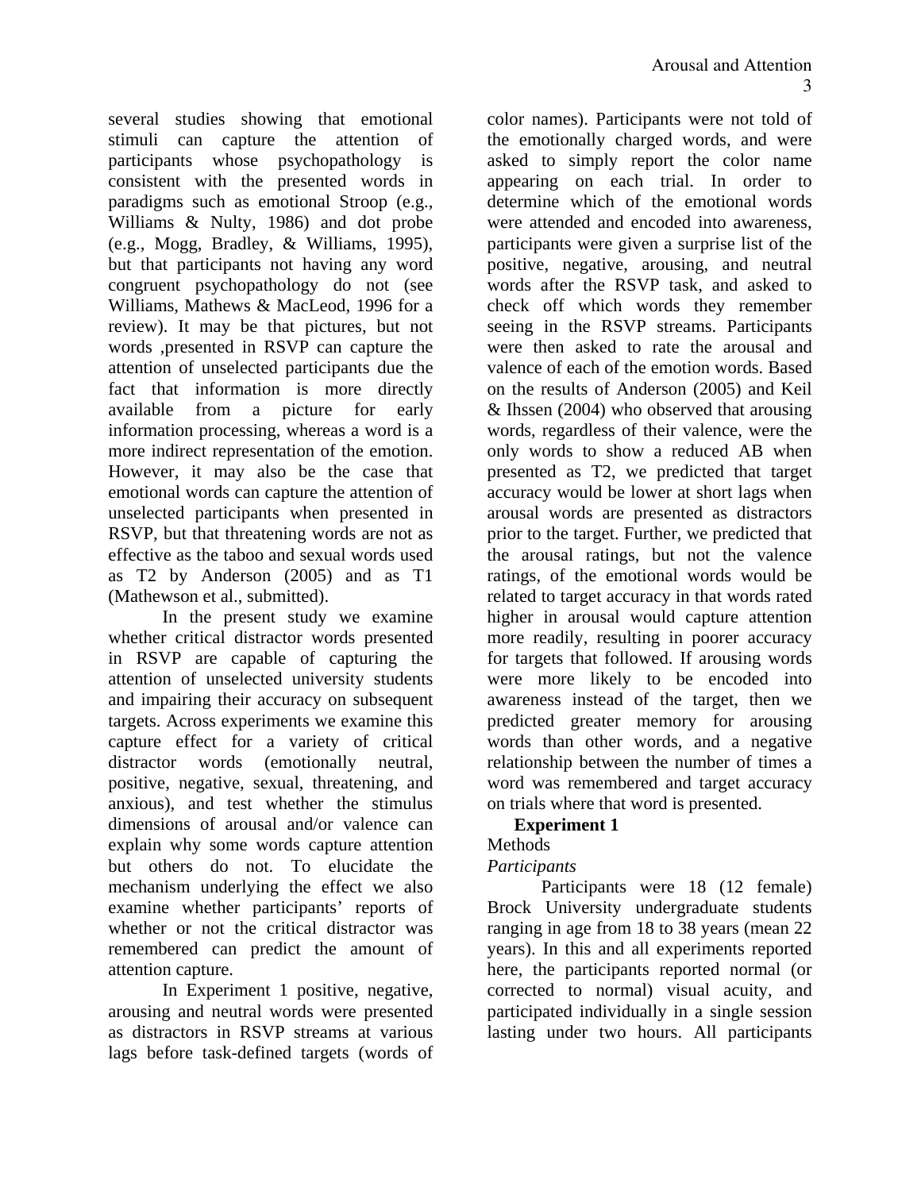several studies showing that emotional stimuli can capture the attention of participants whose psychopathology is consistent with the presented words in paradigms such as emotional Stroop (e.g., Williams & Nulty, 1986) and dot probe (e.g., Mogg, Bradley, & Williams, 1995), but that participants not having any word congruent psychopathology do not (see Williams, Mathews & MacLeod, 1996 for a review). It may be that pictures, but not words ,presented in RSVP can capture the attention of unselected participants due the fact that information is more directly available from a picture for early information processing, whereas a word is a more indirect representation of the emotion. However, it may also be the case that emotional words can capture the attention of unselected participants when presented in RSVP, but that threatening words are not as effective as the taboo and sexual words used as T2 by Anderson (2005) and as T1 (Mathewson et al., submitted).

In the present study we examine whether critical distractor words presented in RSVP are capable of capturing the attention of unselected university students and impairing their accuracy on subsequent targets. Across experiments we examine this capture effect for a variety of critical distractor words (emotionally neutral, positive, negative, sexual, threatening, and anxious), and test whether the stimulus dimensions of arousal and/or valence can explain why some words capture attention but others do not. To elucidate the mechanism underlying the effect we also examine whether participants' reports of whether or not the critical distractor was remembered can predict the amount of attention capture.

In Experiment 1 positive, negative, arousing and neutral words were presented as distractors in RSVP streams at various lags before task-defined targets (words of color names). Participants were not told of the emotionally charged words, and were asked to simply report the color name appearing on each trial. In order to determine which of the emotional words were attended and encoded into awareness, participants were given a surprise list of the positive, negative, arousing, and neutral words after the RSVP task, and asked to check off which words they remember seeing in the RSVP streams. Participants were then asked to rate the arousal and valence of each of the emotion words. Based on the results of Anderson (2005) and Keil & Ihssen (2004) who observed that arousing words, regardless of their valence, were the only words to show a reduced AB when presented as T2, we predicted that target accuracy would be lower at short lags when arousal words are presented as distractors prior to the target. Further, we predicted that the arousal ratings, but not the valence ratings, of the emotional words would be related to target accuracy in that words rated higher in arousal would capture attention more readily, resulting in poorer accuracy for targets that followed. If arousing words were more likely to be encoded into awareness instead of the target, then we predicted greater memory for arousing words than other words, and a negative relationship between the number of times a word was remembered and target accuracy on trials where that word is presented.

## Experiment 1

### Methods

#### *Participants*

Participants were 18 (12 female) Brock University undergraduate students ranging in age from 18 to 38 years (mean 22 years). In this and all experiments reported here, the participants reported normal (or corrected to normal) visual acuity, and participated individually in a single session lasting under two hours. All participants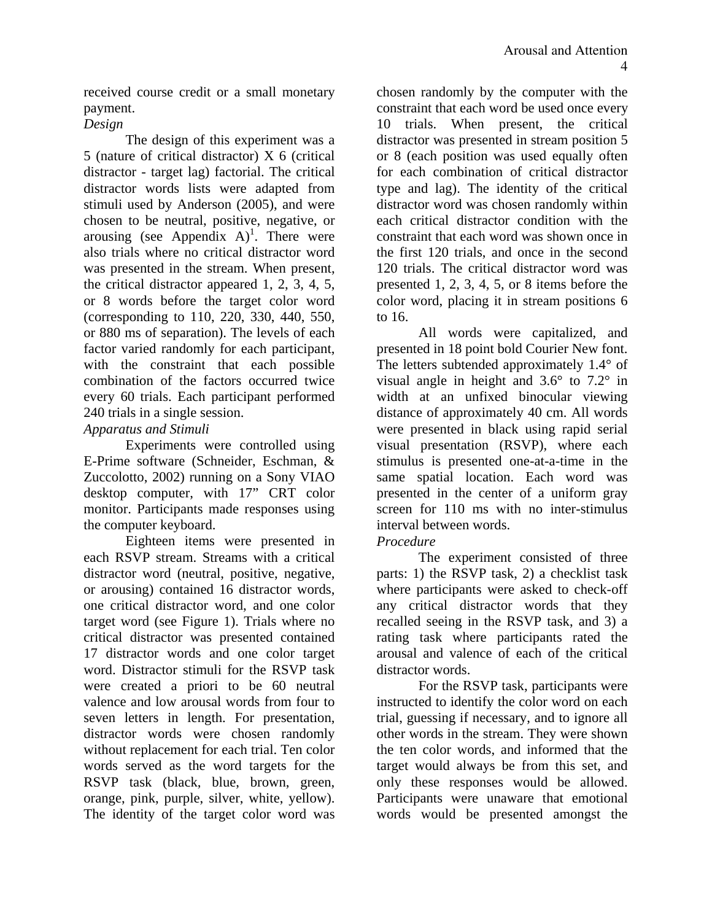received course credit or a small monetary payment.

*Design*

The design of this experiment was a 5 (nature of critical distractor) X 6 (critical distractor - target lag) factorial. The critical distractor words lists were adapted from stimuli used by Anderson (2005), and were chosen to be neutral, positive, negative, or arousing (see Appendix A)[1]. There were also trials where no critical distractor word was presented in the stream. When present, the critical distractor appeared 1, 2, 3, 4, 5, or 8 words before the target color word (corresponding to 110, 220, 330, 440, 550, or 880 ms of separation). The levels of each factor varied randomly for each participant, with the constraint that each possible combination of the factors occurred twice every 60 trials. Each participant performed 240 trials in a single session.

*Apparatus and Stimuli*

Experiments were controlled using E-Prime software (Schneider, Eschman, & Zuccolotto, 2002) running on a Sony VIAO desktop computer, with 17" CRT color monitor. Participants made responses using the computer keyboard.

Eighteen items were presented in each RSVP stream. Streams with a critical distractor word (neutral, positive, negative, or arousing) contained 16 distractor words, one critical distractor word, and one color target word (see Figure 1). Trials where no critical distractor was presented contained 17 distractor words and one color target word. Distractor stimuli for the RSVP task were created a priori to be 60 neutral valence and low arousal words from four to seven letters in length. For presentation, distractor words were chosen randomly without replacement for each trial. Ten color words served as the word targets for the RSVP task (black, blue, brown, green, orange, pink, purple, silver, white, yellow). The identity of the target color word was chosen randomly by the computer with the constraint that each word be used once every 10 trials. When present, the critical distractor was presented in stream position 5 or 8 (each position was used equally often for each combination of critical distractor type and lag). The identity of the critical distractor word was chosen randomly within each critical distractor condition with the constraint that each word was shown once in the first 120 trials, and once in the second 120 trials. The critical distractor word was presented 1, 2, 3, 4, 5, or 8 items before the color word, placing it in stream positions 6 to 16.

All words were capitalized, and presented in 18 point bold Courier New font. The letters subtended approximately 1.4° of visual angle in height and 3.6° to 7.2° in width at an unfixed binocular viewing distance of approximately 40 cm. All words were presented in black using rapid serial visual presentation (RSVP), where each stimulus is presented one-at-a-time in the same spatial location. Each word was presented in the center of a uniform gray screen for 110 ms with no inter-stimulus interval between words.

*Procedure*

The experiment consisted of three parts: 1) the RSVP task, 2) a checklist task where participants were asked to check-off any critical distractor words that they recalled seeing in the RSVP task, and 3) a rating task where participants rated the arousal and valence of each of the critical distractor words.

For the RSVP task, participants were instructed to identify the color word on each trial, guessing if necessary, and to ignore all other words in the stream. They were shown the ten color words, and informed that the target would always be from this set, and only these responses would be allowed. Participants were unaware that emotional words would be presented amongst the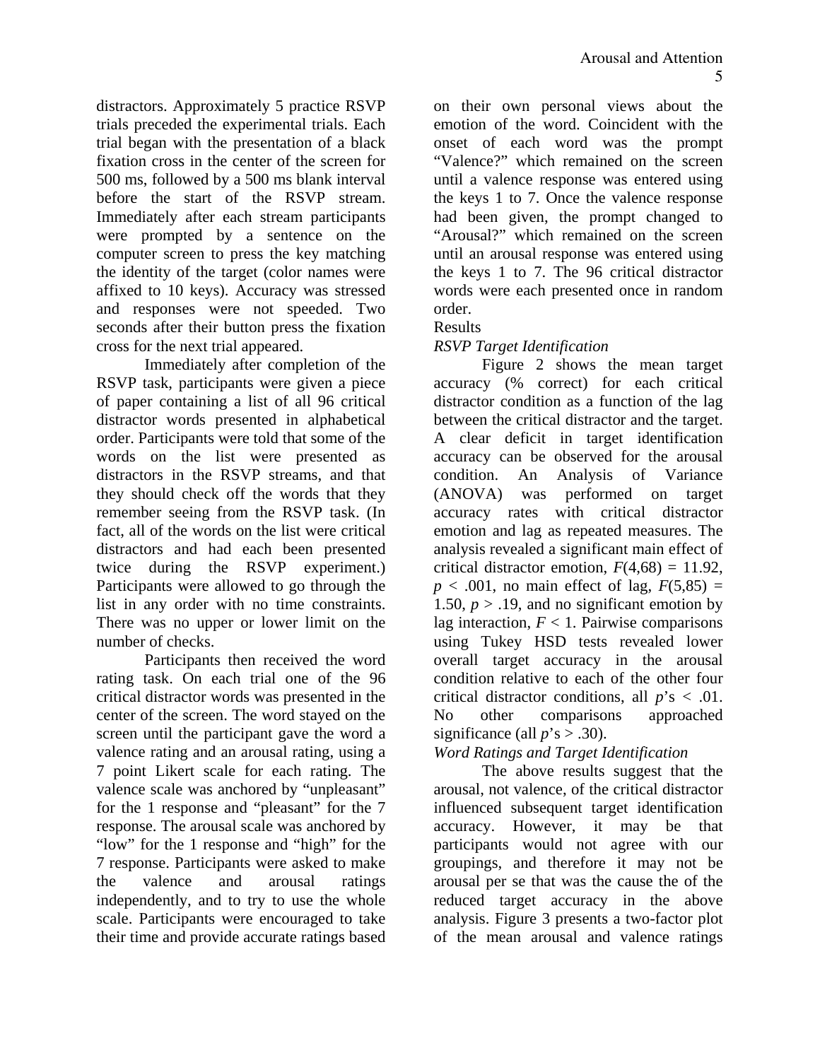distractors. Approximately 5 practice RSVP trials preceded the experimental trials. Each trial began with the presentation of a black fixation cross in the center of the screen for 500 ms, followed by a 500 ms blank interval before the start of the RSVP stream. Immediately after each stream participants were prompted by a sentence on the computer screen to press the key matching the identity of the target (color names were affixed to 10 keys). Accuracy was stressed and responses were not speeded. Two seconds after their button press the fixation cross for the next trial appeared.

Immediately after completion of the RSVP task, participants were given a piece of paper containing a list of all 96 critical distractor words presented in alphabetical order. Participants were told that some of the words on the list were presented as distractors in the RSVP streams, and that they should check off the words that they remember seeing from the RSVP task. (In fact, all of the words on the list were critical distractors and had each been presented twice during the RSVP experiment.) Participants were allowed to go through the list in any order with no time constraints. There was no upper or lower limit on the number of checks.

Participants then received the word rating task. On each trial one of the 96 critical distractor words was presented in the center of the screen. The word stayed on the screen until the participant gave the word a valence rating and an arousal rating, using a 7 point Likert scale for each rating. The valence scale was anchored by "unpleasant" for the 1 response and "pleasant" for the 7 response. The arousal scale was anchored by "low" for the 1 response and "high" for the 7 response. Participants were asked to make the valence and arousal ratings independently, and to try to use the whole scale. Participants were encouraged to take their time and provide accurate ratings based on their own personal views about the emotion of the word. Coincident with the onset of each word was the prompt "Valence?" which remained on the screen until a valence response was entered using the keys 1 to 7. Once the valence response had been given, the prompt changed to "Arousal?" which remained on the screen until an arousal response was entered using the keys 1 to 7. The 96 critical distractor words were each presented once in random order.

## Results

### *RSVP Target Identification*

Figure 2 shows the mean target accuracy (% correct) for each critical distractor condition as a function of the lag between the critical distractor and the target. A clear deficit in target identification accuracy can be observed for the arousal condition. An Analysis of Variance (ANOVA) was performed on target accuracy rates with critical distractor emotion and lag as repeated measures. The analysis revealed a significant main effect of critical distractor emotion, $F(4,68) = 11.92$, $p < .001$, no main effect of lag, $F(5,85) = 1.50$, $p > .19$, and no significant emotion by lag interaction, $F < 1$. Pairwise comparisons using Tukey HSD tests revealed lower overall target accuracy in the arousal condition relative to each of the other four critical distractor conditions, all $p$'s $< .01$. No other comparisons approached significance (all $p$'s $> .30$).

### *Word Ratings and Target Identification*

The above results suggest that the arousal, not valence, of the critical distractor influenced subsequent target identification accuracy. However, it may be that participants would not agree with our groupings, and therefore it may not be arousal per se that was the cause the of the reduced target accuracy in the above analysis. Figure 3 presents a two-factor plot of the mean arousal and valence ratings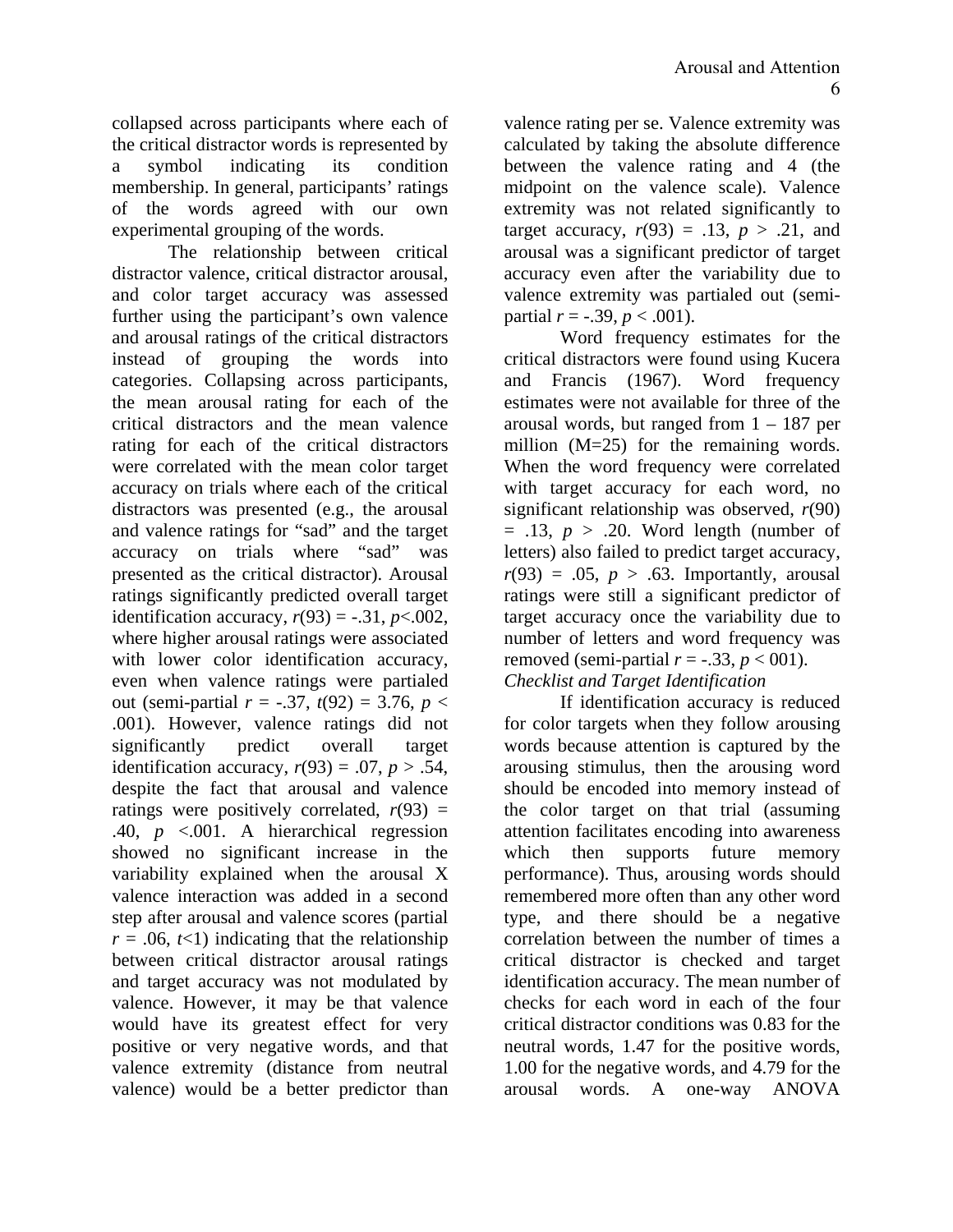collapsed across participants where each of the critical distractor words is represented by a symbol indicating its condition membership. In general, participants' ratings of the words agreed with our own experimental grouping of the words.

The relationship between critical distractor valence, critical distractor arousal, and color target accuracy was assessed further using the participant's own valence and arousal ratings of the critical distractors instead of grouping the words into categories. Collapsing across participants, the mean arousal rating for each of the critical distractors and the mean valence rating for each of the critical distractors were correlated with the mean color target accuracy on trials where each of the critical distractors was presented (e.g., the arousal and valence ratings for "sad" and the target accuracy on trials where "sad" was presented as the critical distractor). Arousal ratings significantly predicted overall target identification accuracy, $r(93) = -.31$, $p<.002$, where higher arousal ratings were associated with lower color identification accuracy, even when valence ratings were partialed out (semi-partial $r = -.37$, $t(92) = 3.76$, $p < .001$). However, valence ratings did not significantly predict overall target identification accuracy, $r(93) = .07$, $p > .54$, despite the fact that arousal and valence ratings were positively correlated, $r(93) = .40$, $p <.001$. A hierarchical regression showed no significant increase in the variability explained when the arousal X valence interaction was added in a second step after arousal and valence scores (partial $r = .06$, $t<1$) indicating that the relationship between critical distractor arousal ratings and target accuracy was not modulated by valence. However, it may be that valence would have its greatest effect for very positive or very negative words, and that valence extremity (distance from neutral valence) would be a better predictor than valence rating per se. Valence extremity was calculated by taking the absolute difference between the valence rating and 4 (the midpoint on the valence scale). Valence extremity was not related significantly to target accuracy, $r(93) = .13$, $p > .21$, and arousal was a significant predictor of target accuracy even after the variability due to valence extremity was partialed out (semi-partial $r = -.39$, $p < .001$).

Word frequency estimates for the critical distractors were found using Kucera and Francis (1967). Word frequency estimates were not available for three of the arousal words, but ranged from 1 – 187 per million (M=25) for the remaining words. When the word frequency were correlated with target accuracy for each word, no significant relationship was observed, $r(90) = .13$, $p > .20$. Word length (number of letters) also failed to predict target accuracy, $r(93) = .05$, $p > .63$. Importantly, arousal ratings were still a significant predictor of target accuracy once the variability due to number of letters and word frequency was removed (semi-partial $r = -.33$, $p < 001$).

*Checklist and Target Identification*

If identification accuracy is reduced for color targets when they follow arousing words because attention is captured by the arousing stimulus, then the arousing word should be encoded into memory instead of the color target on that trial (assuming attention facilitates encoding into awareness which then supports future memory performance). Thus, arousing words should remembered more often than any other word type, and there should be a negative correlation between the number of times a critical distractor is checked and target identification accuracy. The mean number of checks for each word in each of the four critical distractor conditions was 0.83 for the neutral words, 1.47 for the positive words, 1.00 for the negative words, and 4.79 for the arousal words. A one-way ANOVA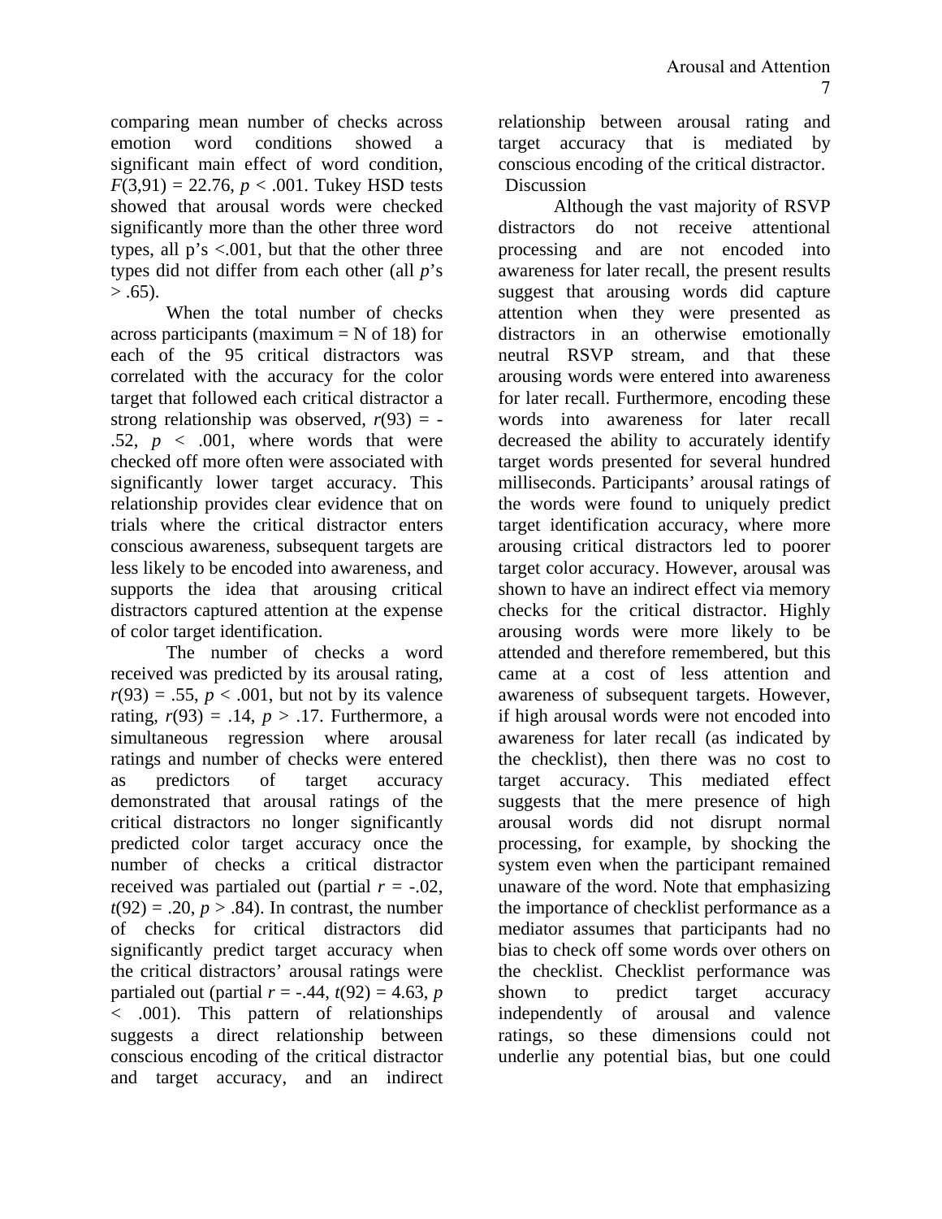comparing mean number of checks across emotion word conditions showed a significant main effect of word condition, $F(3,91) = 22.76$, $p < .001$. Tukey HSD tests showed that arousal words were checked significantly more than the other three word types, all p's <.001, but that the other three types did not differ from each other (all $p$'s $> .65$).

When the total number of checks across participants (maximum = N of 18) for each of the 95 critical distractors was correlated with the accuracy for the color target that followed each critical distractor a strong relationship was observed, $r(93) = -.52$, $p < .001$, where words that were checked off more often were associated with significantly lower target accuracy. This relationship provides clear evidence that on trials where the critical distractor enters conscious awareness, subsequent targets are less likely to be encoded into awareness, and supports the idea that arousing critical distractors captured attention at the expense of color target identification.

The number of checks a word received was predicted by its arousal rating, $r(93) = .55$, $p < .001$, but not by its valence rating, $r(93) = .14$, $p > .17$. Furthermore, a simultaneous regression where arousal ratings and number of checks were entered as predictors of target accuracy demonstrated that arousal ratings of the critical distractors no longer significantly predicted color target accuracy once the number of checks a critical distractor received was partialed out (partial $r = -.02$, $t(92) = .20$, $p > .84$). In contrast, the number of checks for critical distractors did significantly predict target accuracy when the critical distractors' arousal ratings were partialed out (partial $r = -.44$, $t(92) = 4.63$, $p < .001$). This pattern of relationships suggests a direct relationship between conscious encoding of the critical distractor and target accuracy, and an indirect relationship between arousal rating and target accuracy that is mediated by conscious encoding of the critical distractor.

## Discussion

Although the vast majority of RSVP distractors do not receive attentional processing and are not encoded into awareness for later recall, the present results suggest that arousing words did capture attention when they were presented as distractors in an otherwise emotionally neutral RSVP stream, and that these arousing words were entered into awareness for later recall. Furthermore, encoding these words into awareness for later recall decreased the ability to accurately identify target words presented for several hundred milliseconds. Participants' arousal ratings of the words were found to uniquely predict target identification accuracy, where more arousing critical distractors led to poorer target color accuracy. However, arousal was shown to have an indirect effect via memory checks for the critical distractor. Highly arousing words were more likely to be attended and therefore remembered, but this came at a cost of less attention and awareness of subsequent targets. However, if high arousal words were not encoded into awareness for later recall (as indicated by the checklist), then there was no cost to target accuracy. This mediated effect suggests that the mere presence of high arousal words did not disrupt normal processing, for example, by shocking the system even when the participant remained unaware of the word. Note that emphasizing the importance of checklist performance as a mediator assumes that participants had no bias to check off some words over others on the checklist. Checklist performance was shown to predict target accuracy independently of arousal and valence ratings, so these dimensions could not underlie any potential bias, but one could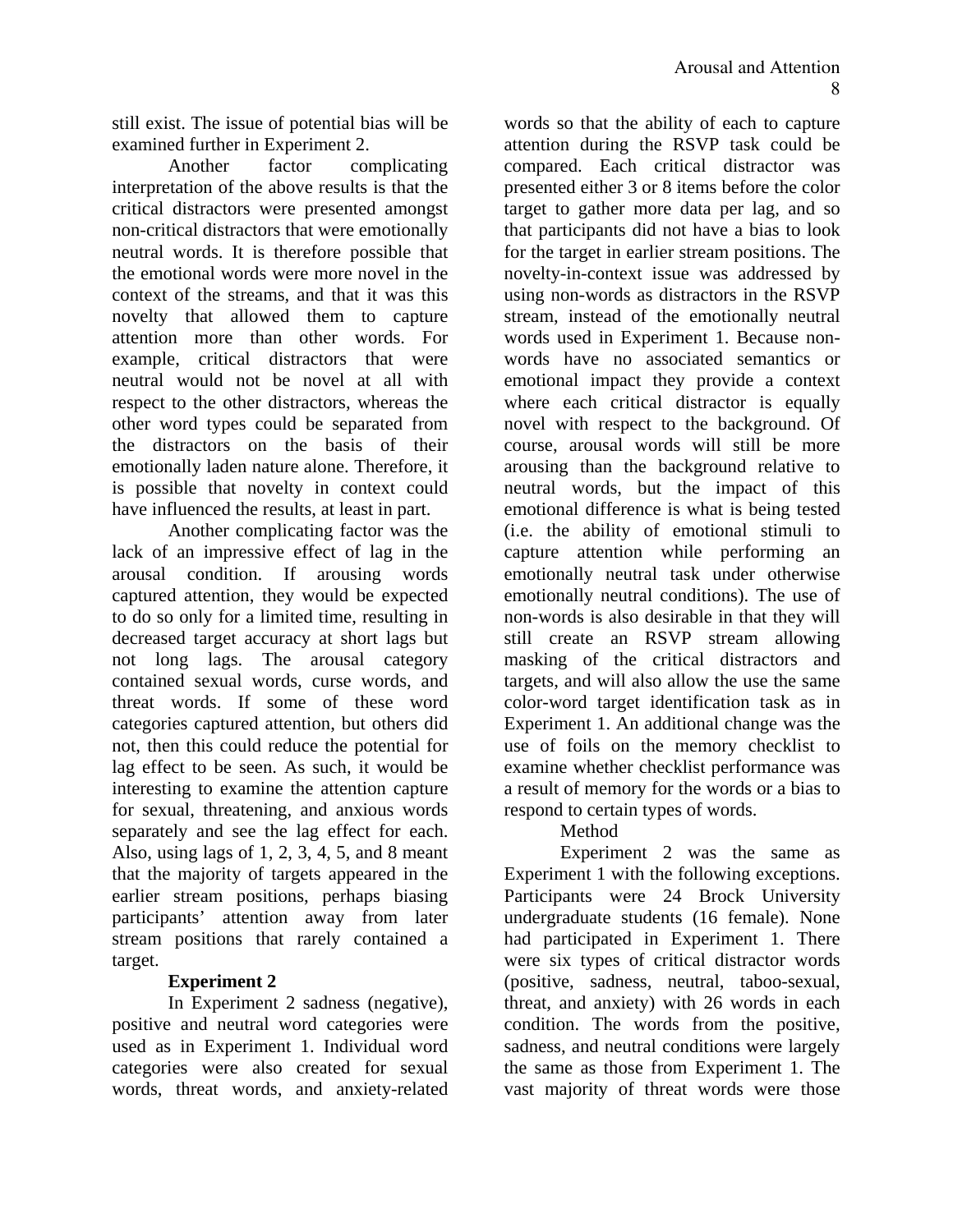still exist. The issue of potential bias will be examined further in Experiment 2.

Another factor complicating interpretation of the above results is that the critical distractors were presented amongst non-critical distractors that were emotionally neutral words. It is therefore possible that the emotional words were more novel in the context of the streams, and that it was this novelty that allowed them to capture attention more than other words. For example, critical distractors that were neutral would not be novel at all with respect to the other distractors, whereas the other word types could be separated from the distractors on the basis of their emotionally laden nature alone. Therefore, it is possible that novelty in context could have influenced the results, at least in part.

Another complicating factor was the lack of an impressive effect of lag in the arousal condition. If arousing words captured attention, they would be expected to do so only for a limited time, resulting in decreased target accuracy at short lags but not long lags. The arousal category contained sexual words, curse words, and threat words. If some of these word categories captured attention, but others did not, then this could reduce the potential for lag effect to be seen. As such, it would be interesting to examine the attention capture for sexual, threatening, and anxious words separately and see the lag effect for each. Also, using lags of 1, 2, 3, 4, 5, and 8 meant that the majority of targets appeared in the earlier stream positions, perhaps biasing participants' attention away from later stream positions that rarely contained a target.

## Experiment 2

In Experiment 2 sadness (negative), positive and neutral word categories were used as in Experiment 1. Individual word categories were also created for sexual words, threat words, and anxiety-related words so that the ability of each to capture attention during the RSVP task could be compared. Each critical distractor was presented either 3 or 8 items before the color target to gather more data per lag, and so that participants did not have a bias to look for the target in earlier stream positions. The novelty-in-context issue was addressed by using non-words as distractors in the RSVP stream, instead of the emotionally neutral words used in Experiment 1. Because non-words have no associated semantics or emotional impact they provide a context where each critical distractor is equally novel with respect to the background. Of course, arousal words will still be more arousing than the background relative to neutral words, but the impact of this emotional difference is what is being tested (i.e. the ability of emotional stimuli to capture attention while performing an emotionally neutral task under otherwise emotionally neutral conditions). The use of non-words is also desirable in that they will still create an RSVP stream allowing masking of the critical distractors and targets, and will also allow the use the same color-word target identification task as in Experiment 1. An additional change was the use of foils on the memory checklist to examine whether checklist performance was a result of memory for the words or a bias to respond to certain types of words.

### Method

Experiment 2 was the same as Experiment 1 with the following exceptions. Participants were 24 Brock University undergraduate students (16 female). None had participated in Experiment 1. There were six types of critical distractor words (positive, sadness, neutral, taboo-sexual, threat, and anxiety) with 26 words in each condition. The words from the positive, sadness, and neutral conditions were largely the same as those from Experiment 1. The vast majority of threat words were those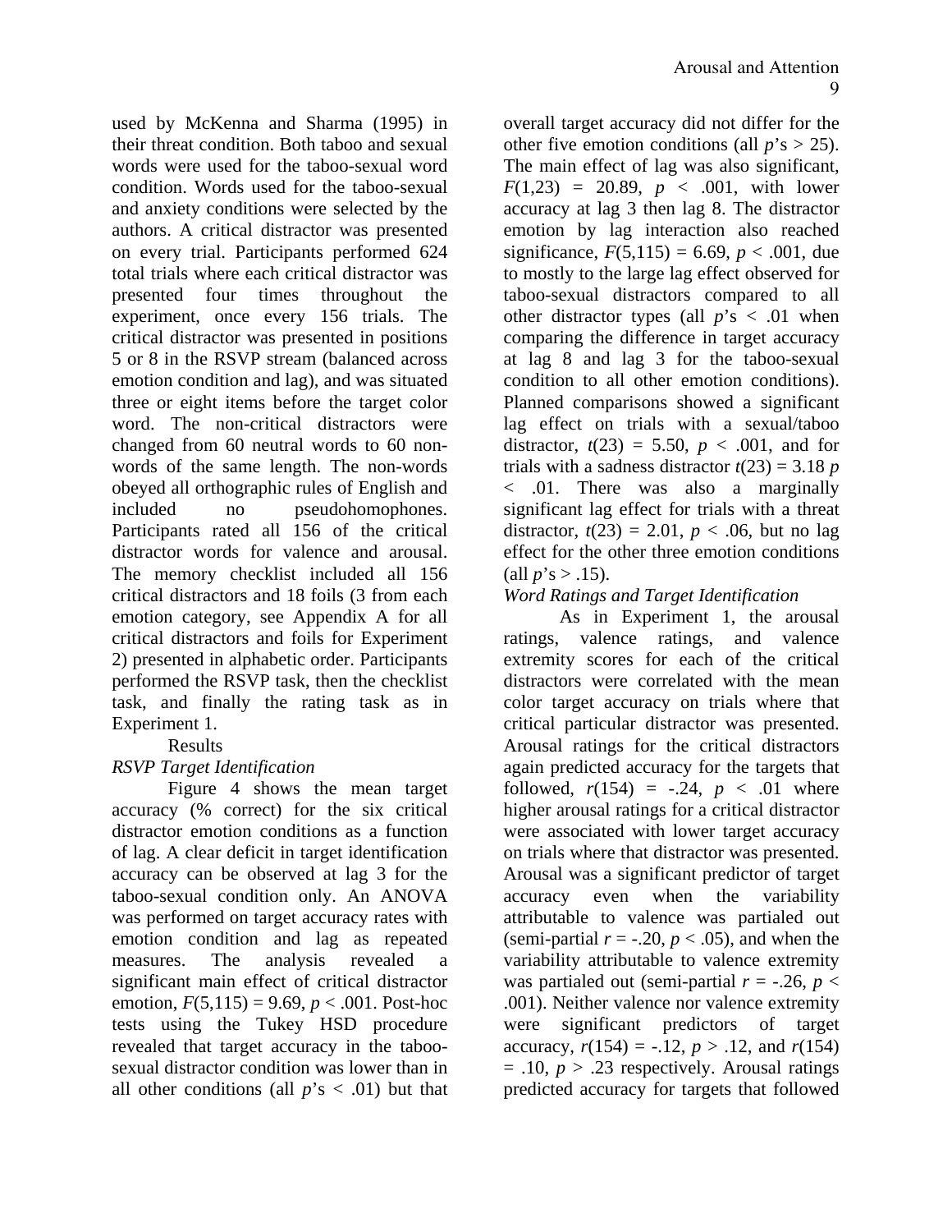used by McKenna and Sharma (1995) in their threat condition. Both taboo and sexual words were used for the taboo-sexual word condition. Words used for the taboo-sexual and anxiety conditions were selected by the authors. A critical distractor was presented on every trial. Participants performed 624 total trials where each critical distractor was presented four times throughout the experiment, once every 156 trials. The critical distractor was presented in positions 5 or 8 in the RSVP stream (balanced across emotion condition and lag), and was situated three or eight items before the target color word. The non-critical distractors were changed from 60 neutral words to 60 non-words of the same length. The non-words obeyed all orthographic rules of English and included no pseudohomophones. Participants rated all 156 of the critical distractor words for valence and arousal. The memory checklist included all 156 critical distractors and 18 foils (3 from each emotion category, see Appendix A for all critical distractors and foils for Experiment 2) presented in alphabetic order. Participants performed the RSVP task, then the checklist task, and finally the rating task as in Experiment 1.

Results

*RSVP Target Identification*

Figure 4 shows the mean target accuracy (% correct) for the six critical distractor emotion conditions as a function of lag. A clear deficit in target identification accuracy can be observed at lag 3 for the taboo-sexual condition only. An ANOVA was performed on target accuracy rates with emotion condition and lag as repeated measures. The analysis revealed a significant main effect of critical distractor emotion, $F(5,115) = 9.69$, $p < .001$. Post-hoc tests using the Tukey HSD procedure revealed that target accuracy in the taboo-sexual distractor condition was lower than in all other conditions (all $p$'s $< .01$) but that overall target accuracy did not differ for the other five emotion conditions (all $p$'s $> 25$). The main effect of lag was also significant, $F(1,23) = 20.89$, $p < .001$, with lower accuracy at lag 3 then lag 8. The distractor emotion by lag interaction also reached significance, $F(5,115) = 6.69$, $p < .001$, due to mostly to the large lag effect observed for taboo-sexual distractors compared to all other distractor types (all $p$'s $< .01$ when comparing the difference in target accuracy at lag 8 and lag 3 for the taboo-sexual condition to all other emotion conditions). Planned comparisons showed a significant lag effect on trials with a sexual/taboo distractor, $t(23) = 5.50$, $p < .001$, and for trials with a sadness distractor $t(23) = 3.18$ $p < .01$. There was also a marginally significant lag effect for trials with a threat distractor, $t(23) = 2.01$, $p < .06$, but no lag effect for the other three emotion conditions (all $p$'s $> .15$).

*Word Ratings and Target Identification*

As in Experiment 1, the arousal ratings, valence ratings, and valence extremity scores for each of the critical distractors were correlated with the mean color target accuracy on trials where that critical particular distractor was presented. Arousal ratings for the critical distractors again predicted accuracy for the targets that followed, $r(154) = -.24$, $p < .01$ where higher arousal ratings for a critical distractor were associated with lower target accuracy on trials where that distractor was presented. Arousal was a significant predictor of target accuracy even when the variability attributable to valence was partialed out (semi-partial $r = -.20$, $p < .05$), and when the variability attributable to valence extremity was partialed out (semi-partial $r = -.26$, $p < .001$). Neither valence nor valence extremity were significant predictors of target accuracy, $r(154) = -.12$, $p > .12$, and $r(154) = .10$, $p > .23$ respectively. Arousal ratings predicted accuracy for targets that followed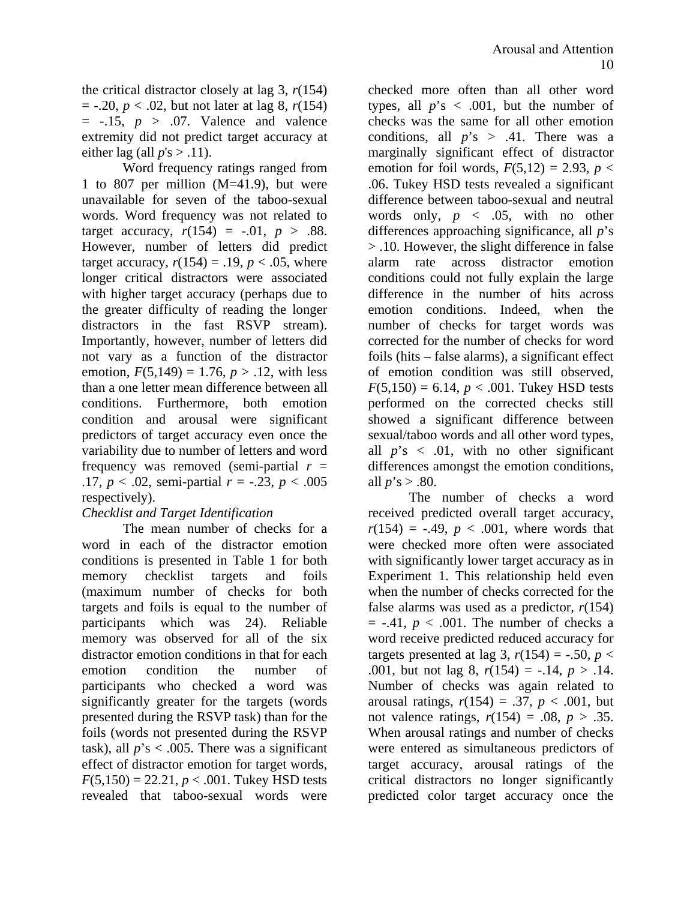the critical distractor closely at lag 3, $r(154) = -.20$, $p < .02$, but not later at lag 8, $r(154) = -.15$, $p > .07$. Valence and valence extremity did not predict target accuracy at either lag (all $p$'s $> .11$).

Word frequency ratings ranged from 1 to 807 per million (M=41.9), but were unavailable for seven of the taboo-sexual words. Word frequency was not related to target accuracy, $r(154) = -.01$, $p > .88$. However, number of letters did predict target accuracy, $r(154) = .19$, $p < .05$, where longer critical distractors were associated with higher target accuracy (perhaps due to the greater difficulty of reading the longer distractors in the fast RSVP stream). Importantly, however, number of letters did not vary as a function of the distractor emotion, $F(5,149) = 1.76$, $p > .12$, with less than a one letter mean difference between all conditions. Furthermore, both emotion condition and arousal were significant predictors of target accuracy even once the variability due to number of letters and word frequency was removed (semi-partial $r = .17$, $p < .02$, semi-partial $r = -.23$, $p < .005$ respectively).

*Checklist and Target Identification*

The mean number of checks for a word in each of the distractor emotion conditions is presented in Table 1 for both memory checklist targets and foils (maximum number of checks for both targets and foils is equal to the number of participants which was 24). Reliable memory was observed for all of the six distractor emotion conditions in that for each emotion condition the number of participants who checked a word was significantly greater for the targets (words presented during the RSVP task) than for the foils (words not presented during the RSVP task), all $p$'s $< .005$. There was a significant effect of distractor emotion for target words, $F(5,150) = 22.21$, $p < .001$. Tukey HSD tests revealed that taboo-sexual words were checked more often than all other word types, all $p$'s $< .001$, but the number of checks was the same for all other emotion conditions, all $p$'s $> .41$. There was a marginally significant effect of distractor emotion for foil words, $F(5,12) = 2.93$, $p < .06$. Tukey HSD tests revealed a significant difference between taboo-sexual and neutral words only, $p < .05$, with no other differences approaching significance, all $p$'s $> .10$. However, the slight difference in false alarm rate across distractor emotion conditions could not fully explain the large difference in the number of hits across emotion conditions. Indeed, when the number of checks for target words was corrected for the number of checks for word foils (hits – false alarms), a significant effect of emotion condition was still observed, $F(5,150) = 6.14$, $p < .001$. Tukey HSD tests performed on the corrected checks still showed a significant difference between sexual/taboo words and all other word types, all $p$'s $< .01$, with no other significant differences amongst the emotion conditions, all $p$'s $> .80$.

The number of checks a word received predicted overall target accuracy, $r(154) = -.49$, $p < .001$, where words that were checked more often were associated with significantly lower target accuracy as in Experiment 1. This relationship held even when the number of checks corrected for the false alarms was used as a predictor, $r(154) = -.41$, $p < .001$. The number of checks a word receive predicted reduced accuracy for targets presented at lag 3, $r(154) = -.50$, $p < .001$, but not lag 8, $r(154) = -.14$, $p > .14$. Number of checks was again related to arousal ratings, $r(154) = .37$, $p < .001$, but not valence ratings, $r(154) = .08$, $p > .35$. When arousal ratings and number of checks were entered as simultaneous predictors of target accuracy, arousal ratings of the critical distractors no longer significantly predicted color target accuracy once the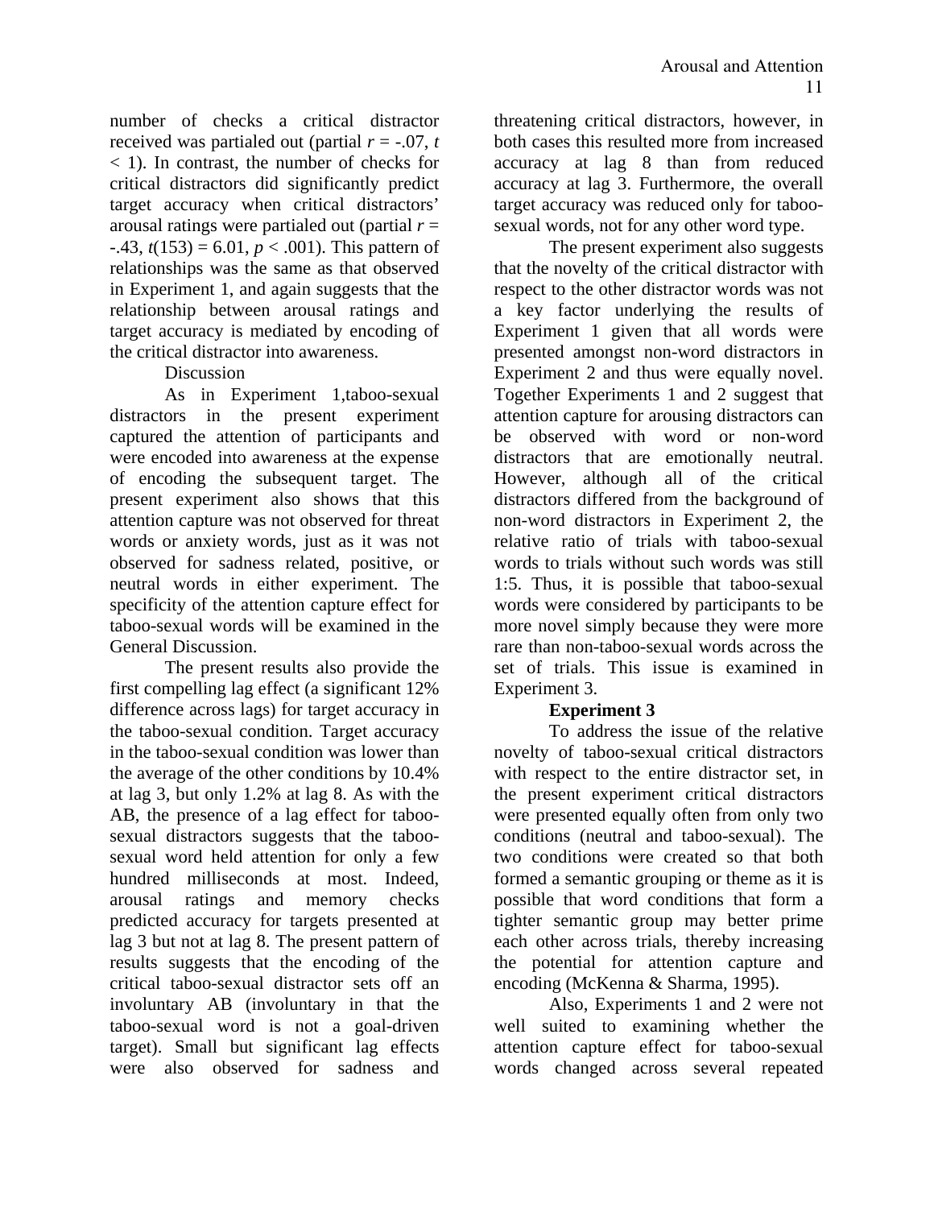number of checks a critical distractor received was partialed out (partial $r = -.07$, $t < 1$). In contrast, the number of checks for critical distractors did significantly predict target accuracy when critical distractors' arousal ratings were partialed out (partial $r = -.43$, $t(153) = 6.01$, $p < .001$). This pattern of relationships was the same as that observed in Experiment 1, and again suggests that the relationship between arousal ratings and target accuracy is mediated by encoding of the critical distractor into awareness.

Discussion

As in Experiment 1,taboo-sexual distractors in the present experiment captured the attention of participants and were encoded into awareness at the expense of encoding the subsequent target. The present experiment also shows that this attention capture was not observed for threat words or anxiety words, just as it was not observed for sadness related, positive, or neutral words in either experiment. The specificity of the attention capture effect for taboo-sexual words will be examined in the General Discussion.

The present results also provide the first compelling lag effect (a significant 12% difference across lags) for target accuracy in the taboo-sexual condition. Target accuracy in the taboo-sexual condition was lower than the average of the other conditions by 10.4% at lag 3, but only 1.2% at lag 8. As with the AB, the presence of a lag effect for taboo-sexual distractors suggests that the taboo-sexual word held attention for only a few hundred milliseconds at most. Indeed, arousal ratings and memory checks predicted accuracy for targets presented at lag 3 but not at lag 8. The present pattern of results suggests that the encoding of the critical taboo-sexual distractor sets off an involuntary AB (involuntary in that the taboo-sexual word is not a goal-driven target). Small but significant lag effects were also observed for sadness and threatening critical distractors, however, in both cases this resulted more from increased accuracy at lag 8 than from reduced accuracy at lag 3. Furthermore, the overall target accuracy was reduced only for taboo-sexual words, not for any other word type.

The present experiment also suggests that the novelty of the critical distractor with respect to the other distractor words was not a key factor underlying the results of Experiment 1 given that all words were presented amongst non-word distractors in Experiment 2 and thus were equally novel. Together Experiments 1 and 2 suggest that attention capture for arousing distractors can be observed with word or non-word distractors that are emotionally neutral. However, although all of the critical distractors differed from the background of non-word distractors in Experiment 2, the relative ratio of trials with taboo-sexual words to trials without such words was still 1:5. Thus, it is possible that taboo-sexual words were considered by participants to be more novel simply because they were more rare than non-taboo-sexual words across the set of trials. This issue is examined in Experiment 3.

**Experiment 3**

To address the issue of the relative novelty of taboo-sexual critical distractors with respect to the entire distractor set, in the present experiment critical distractors were presented equally often from only two conditions (neutral and taboo-sexual). The two conditions were created so that both formed a semantic grouping or theme as it is possible that word conditions that form a tighter semantic group may better prime each other across trials, thereby increasing the potential for attention capture and encoding (McKenna & Sharma, 1995).

Also, Experiments 1 and 2 were not well suited to examining whether the attention capture effect for taboo-sexual words changed across several repeated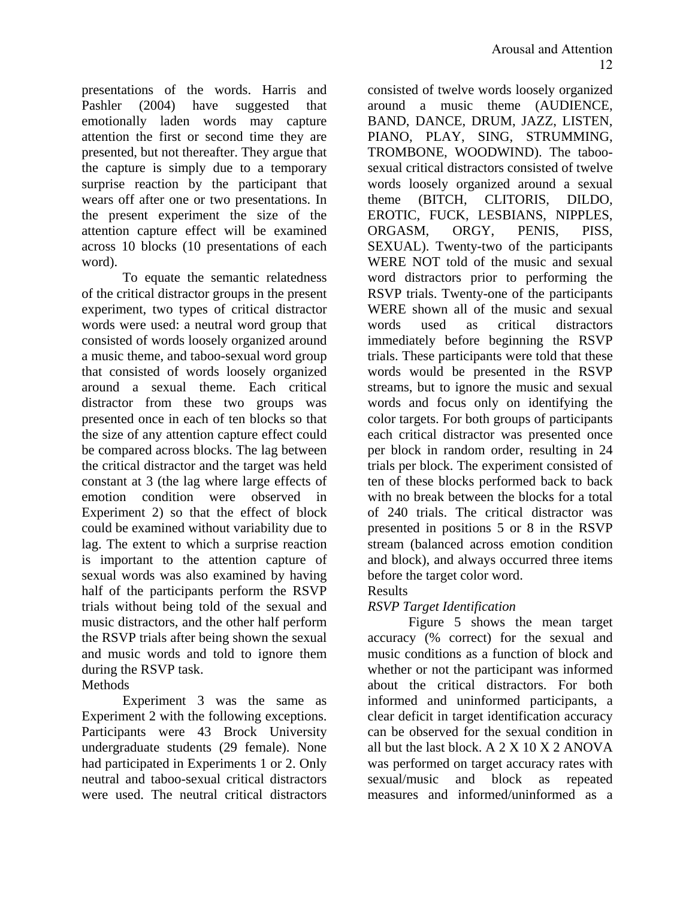presentations of the words. Harris and Pashler (2004) have suggested that emotionally laden words may capture attention the first or second time they are presented, but not thereafter. They argue that the capture is simply due to a temporary surprise reaction by the participant that wears off after one or two presentations. In the present experiment the size of the attention capture effect will be examined across 10 blocks (10 presentations of each word).

To equate the semantic relatedness of the critical distractor groups in the present experiment, two types of critical distractor words were used: a neutral word group that consisted of words loosely organized around a music theme, and taboo-sexual word group that consisted of words loosely organized around a sexual theme. Each critical distractor from these two groups was presented once in each of ten blocks so that the size of any attention capture effect could be compared across blocks. The lag between the critical distractor and the target was held constant at 3 (the lag where large effects of emotion condition were observed in Experiment 2) so that the effect of block could be examined without variability due to lag. The extent to which a surprise reaction is important to the attention capture of sexual words was also examined by having half of the participants perform the RSVP trials without being told of the sexual and music distractors, and the other half perform the RSVP trials after being shown the sexual and music words and told to ignore them during the RSVP task.

## Methods

Experiment 3 was the same as Experiment 2 with the following exceptions. Participants were 43 Brock University undergraduate students (29 female). None had participated in Experiments 1 or 2. Only neutral and taboo-sexual critical distractors were used. The neutral critical distractors consisted of twelve words loosely organized around a music theme (AUDIENCE, BAND, DANCE, DRUM, JAZZ, LISTEN, PIANO, PLAY, SING, STRUMMING, TROMBONE, WOODWIND). The taboo-sexual critical distractors consisted of twelve words loosely organized around a sexual theme (BITCH, CLITORIS, DILDO, EROTIC, FUCK, LESBIANS, NIPPLES, ORGASM, ORGY, PENIS, PISS, SEXUAL). Twenty-two of the participants WERE NOT told of the music and sexual word distractors prior to performing the RSVP trials. Twenty-one of the participants WERE shown all of the music and sexual words used as critical distractors immediately before beginning the RSVP trials. These participants were told that these words would be presented in the RSVP streams, but to ignore the music and sexual words and focus only on identifying the color targets. For both groups of participants each critical distractor was presented once per block in random order, resulting in 24 trials per block. The experiment consisted of ten of these blocks performed back to back with no break between the blocks for a total of 240 trials. The critical distractor was presented in positions 5 or 8 in the RSVP stream (balanced across emotion condition and block), and always occurred three items before the target color word.

## Results

### *RSVP Target Identification*

Figure 5 shows the mean target accuracy (% correct) for the sexual and music conditions as a function of block and whether or not the participant was informed about the critical distractors. For both informed and uninformed participants, a clear deficit in target identification accuracy can be observed for the sexual condition in all but the last block. A 2 X 10 X 2 ANOVA was performed on target accuracy rates with sexual/music and block as repeated measures and informed/uninformed as a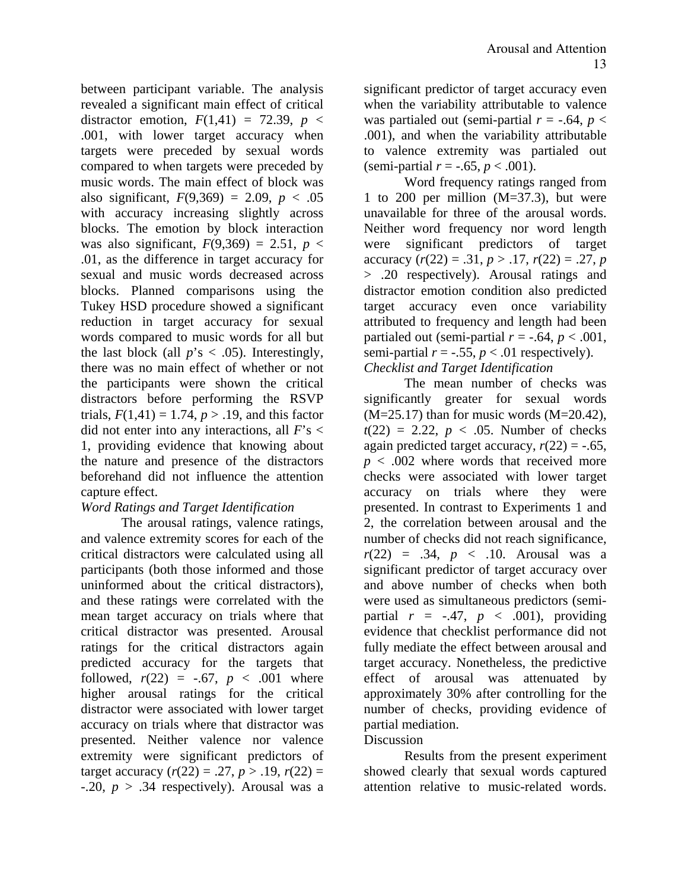between participant variable. The analysis revealed a significant main effect of critical distractor emotion, $F(1,41) = 72.39$, $p < .001$, with lower target accuracy when targets were preceded by sexual words compared to when targets were preceded by music words. The main effect of block was also significant, $F(9,369) = 2.09$, $p < .05$ with accuracy increasing slightly across blocks. The emotion by block interaction was also significant, $F(9,369) = 2.51$, $p < .01$, as the difference in target accuracy for sexual and music words decreased across blocks. Planned comparisons using the Tukey HSD procedure showed a significant reduction in target accuracy for sexual words compared to music words for all but the last block (all $p$'s $< .05$). Interestingly, there was no main effect of whether or not the participants were shown the critical distractors before performing the RSVP trials, $F(1,41) = 1.74$, $p > .19$, and this factor did not enter into any interactions, all $F$'s $< 1$, providing evidence that knowing about the nature and presence of the distractors beforehand did not influence the attention capture effect.

*Word Ratings and Target Identification*

The arousal ratings, valence ratings, and valence extremity scores for each of the critical distractors were calculated using all participants (both those informed and those uninformed about the critical distractors), and these ratings were correlated with the mean target accuracy on trials where that critical distractor was presented. Arousal ratings for the critical distractors again predicted accuracy for the targets that followed, $r(22) = -.67$, $p < .001$ where higher arousal ratings for the critical distractor were associated with lower target accuracy on trials where that distractor was presented. Neither valence nor valence extremity were significant predictors of target accuracy ($r(22) = .27$, $p > .19$, $r(22) = -.20$, $p > .34$ respectively). Arousal was a significant predictor of target accuracy even when the variability attributable to valence was partialed out (semi-partial $r = -.64$, $p < .001$), and when the variability attributable to valence extremity was partialed out (semi-partial $r = -.65$, $p < .001$).

Word frequency ratings ranged from 1 to 200 per million (M=37.3), but were unavailable for three of the arousal words. Neither word frequency nor word length were significant predictors of target accuracy ($r(22) = .31$, $p > .17$, $r(22) = .27$, $p > .20$ respectively). Arousal ratings and distractor emotion condition also predicted target accuracy even once variability attributed to frequency and length had been partialed out (semi-partial $r = -.64$, $p < .001$, semi-partial $r = -.55$, $p < .01$ respectively).

*Checklist and Target Identification*

The mean number of checks was significantly greater for sexual words (M=25.17) than for music words (M=20.42), $t(22) = 2.22$, $p < .05$. Number of checks again predicted target accuracy, $r(22) = -.65$, $p < .002$ where words that received more checks were associated with lower target accuracy on trials where they were presented. In contrast to Experiments 1 and 2, the correlation between arousal and the number of checks did not reach significance, $r(22) = .34$, $p < .10$. Arousal was a significant predictor of target accuracy over and above number of checks when both were used as simultaneous predictors (semi-partial $r = -.47$, $p < .001$), providing evidence that checklist performance did not fully mediate the effect between arousal and target accuracy. Nonetheless, the predictive effect of arousal was attenuated by approximately 30% after controlling for the number of checks, providing evidence of partial mediation.

Discussion

Results from the present experiment showed clearly that sexual words captured attention relative to music-related words.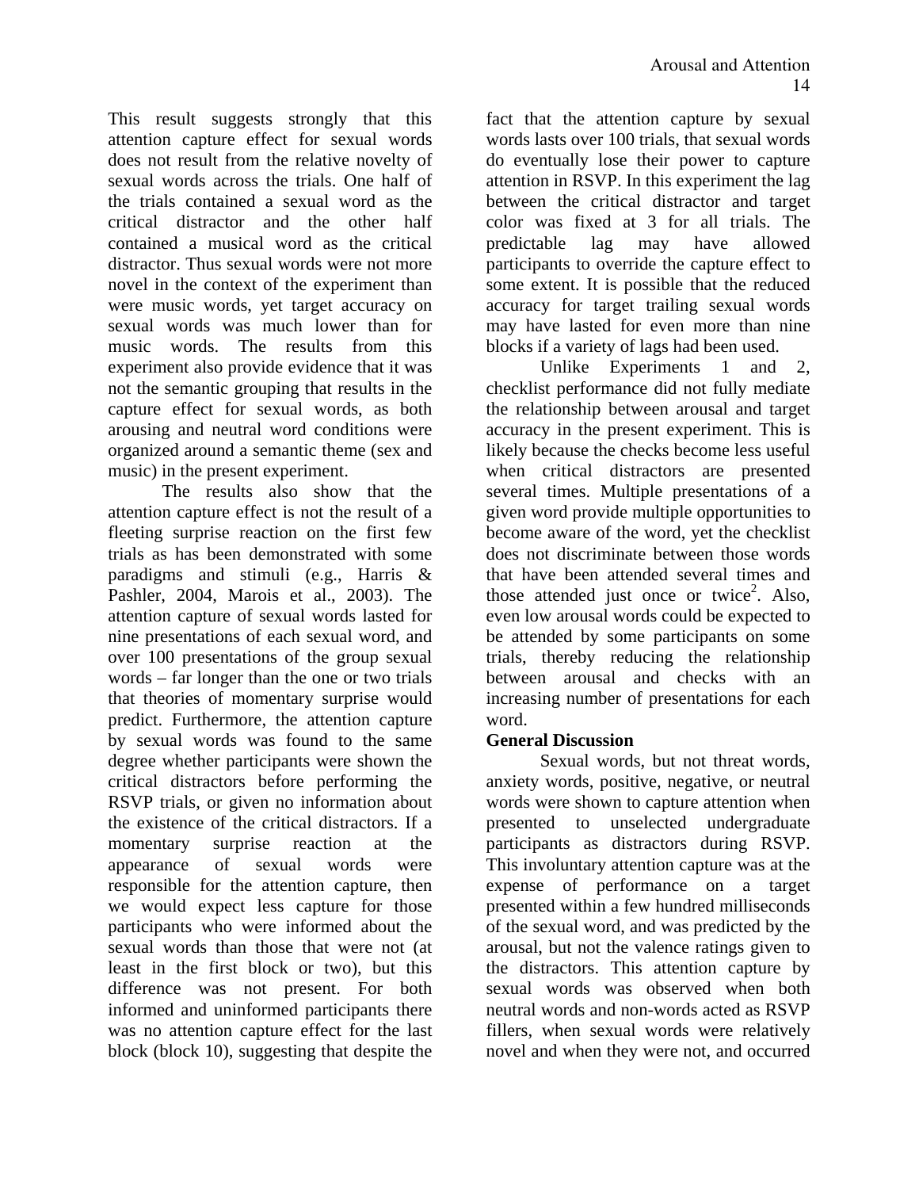This result suggests strongly that this attention capture effect for sexual words does not result from the relative novelty of sexual words across the trials. One half of the trials contained a sexual word as the critical distractor and the other half contained a musical word as the critical distractor. Thus sexual words were not more novel in the context of the experiment than were music words, yet target accuracy on sexual words was much lower than for music words. The results from this experiment also provide evidence that it was not the semantic grouping that results in the capture effect for sexual words, as both arousing and neutral word conditions were organized around a semantic theme (sex and music) in the present experiment.

The results also show that the attention capture effect is not the result of a fleeting surprise reaction on the first few trials as has been demonstrated with some paradigms and stimuli (e.g., Harris & Pashler, 2004, Marois et al., 2003). The attention capture of sexual words lasted for nine presentations of each sexual word, and over 100 presentations of the group sexual words – far longer than the one or two trials that theories of momentary surprise would predict. Furthermore, the attention capture by sexual words was found to the same degree whether participants were shown the critical distractors before performing the RSVP trials, or given no information about the existence of the critical distractors. If a momentary surprise reaction at the appearance of sexual words were responsible for the attention capture, then we would expect less capture for those participants who were informed about the sexual words than those that were not (at least in the first block or two), but this difference was not present. For both informed and uninformed participants there was no attention capture effect for the last block (block 10), suggesting that despite the fact that the attention capture by sexual words lasts over 100 trials, that sexual words do eventually lose their power to capture attention in RSVP. In this experiment the lag between the critical distractor and target color was fixed at 3 for all trials. The predictable lag may have allowed participants to override the capture effect to some extent. It is possible that the reduced accuracy for target trailing sexual words may have lasted for even more than nine blocks if a variety of lags had been used.

Unlike Experiments 1 and 2, checklist performance did not fully mediate the relationship between arousal and target accuracy in the present experiment. This is likely because the checks become less useful when critical distractors are presented several times. Multiple presentations of a given word provide multiple opportunities to become aware of the word, yet the checklist does not discriminate between those words that have been attended several times and those attended just once or twice[2]. Also, even low arousal words could be expected to be attended by some participants on some trials, thereby reducing the relationship between arousal and checks with an increasing number of presentations for each word.

## General Discussion

Sexual words, but not threat words, anxiety words, positive, negative, or neutral words were shown to capture attention when presented to unselected undergraduate participants as distractors during RSVP. This involuntary attention capture was at the expense of performance on a target presented within a few hundred milliseconds of the sexual word, and was predicted by the arousal, but not the valence ratings given to the distractors. This attention capture by sexual words was observed when both neutral words and non-words acted as RSVP fillers, when sexual words were relatively novel and when they were not, and occurred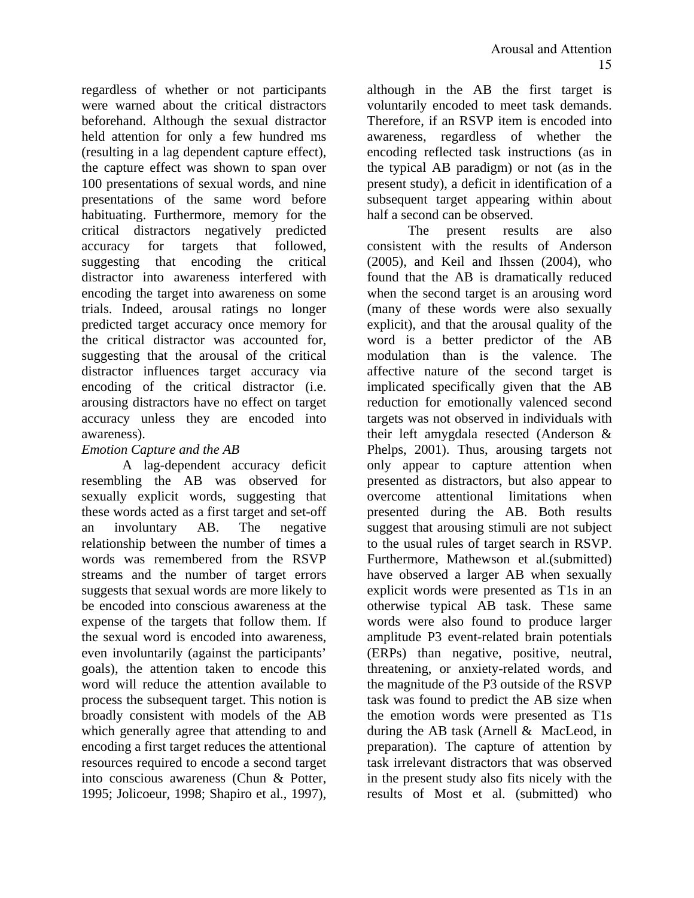regardless of whether or not participants were warned about the critical distractors beforehand. Although the sexual distractor held attention for only a few hundred ms (resulting in a lag dependent capture effect), the capture effect was shown to span over 100 presentations of sexual words, and nine presentations of the same word before habituating. Furthermore, memory for the critical distractors negatively predicted accuracy for targets that followed, suggesting that encoding the critical distractor into awareness interfered with encoding the target into awareness on some trials. Indeed, arousal ratings no longer predicted target accuracy once memory for the critical distractor was accounted for, suggesting that the arousal of the critical distractor influences target accuracy via encoding of the critical distractor (i.e. arousing distractors have no effect on target accuracy unless they are encoded into awareness).

*Emotion Capture and the AB*

A lag-dependent accuracy deficit resembling the AB was observed for sexually explicit words, suggesting that these words acted as a first target and set-off an involuntary AB. The negative relationship between the number of times a words was remembered from the RSVP streams and the number of target errors suggests that sexual words are more likely to be encoded into conscious awareness at the expense of the targets that follow them. If the sexual word is encoded into awareness, even involuntarily (against the participants' goals), the attention taken to encode this word will reduce the attention available to process the subsequent target. This notion is broadly consistent with models of the AB which generally agree that attending to and encoding a first target reduces the attentional resources required to encode a second target into conscious awareness (Chun & Potter, 1995; Jolicoeur, 1998; Shapiro et al., 1997), although in the AB the first target is voluntarily encoded to meet task demands. Therefore, if an RSVP item is encoded into awareness, regardless of whether the encoding reflected task instructions (as in the typical AB paradigm) or not (as in the present study), a deficit in identification of a subsequent target appearing within about half a second can be observed.

The present results are also consistent with the results of Anderson (2005), and Keil and Ihssen (2004), who found that the AB is dramatically reduced when the second target is an arousing word (many of these words were also sexually explicit), and that the arousal quality of the word is a better predictor of the AB modulation than is the valence. The affective nature of the second target is implicated specifically given that the AB reduction for emotionally valenced second targets was not observed in individuals with their left amygdala resected (Anderson & Phelps, 2001). Thus, arousing targets not only appear to capture attention when presented as distractors, but also appear to overcome attentional limitations when presented during the AB. Both results suggest that arousing stimuli are not subject to the usual rules of target search in RSVP. Furthermore, Mathewson et al.(submitted) have observed a larger AB when sexually explicit words were presented as T1s in an otherwise typical AB task. These same words were also found to produce larger amplitude P3 event-related brain potentials (ERPs) than negative, positive, neutral, threatening, or anxiety-related words, and the magnitude of the P3 outside of the RSVP task was found to predict the AB size when the emotion words were presented as T1s during the AB task (Arnell & MacLeod, in preparation). The capture of attention by task irrelevant distractors that was observed in the present study also fits nicely with the results of Most et al. (submitted) who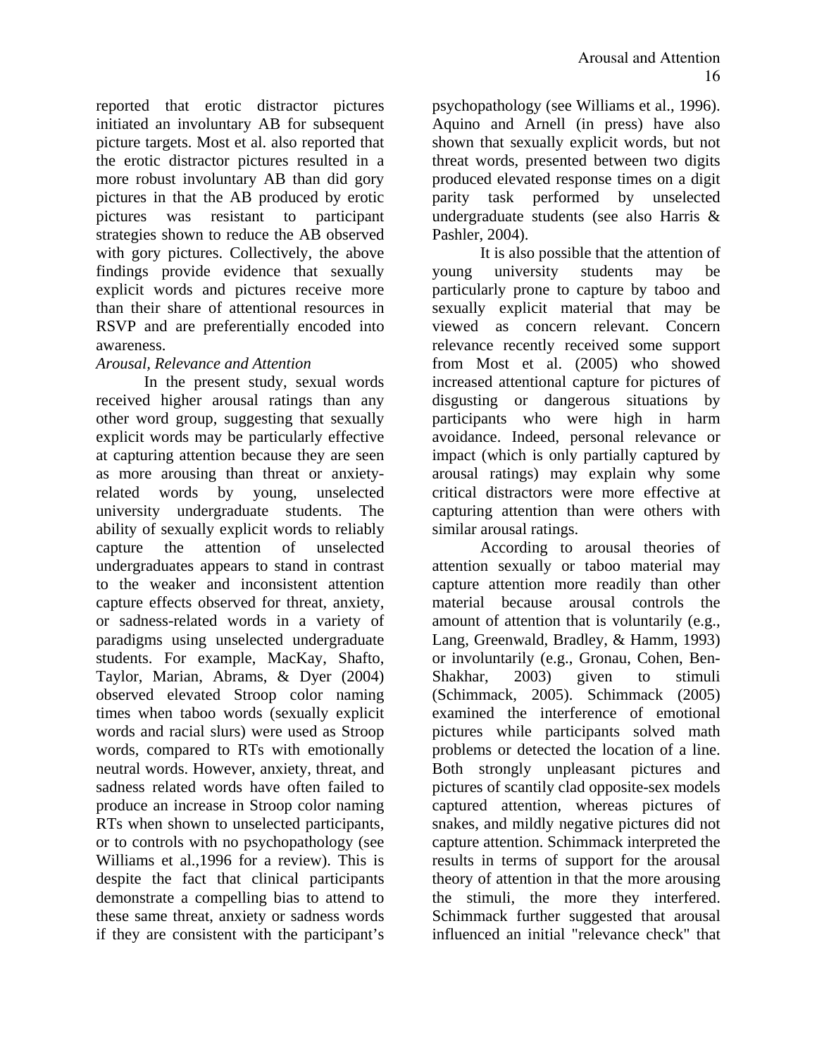reported that erotic distractor pictures initiated an involuntary AB for subsequent picture targets. Most et al. also reported that the erotic distractor pictures resulted in a more robust involuntary AB than did gory pictures in that the AB produced by erotic pictures was resistant to participant strategies shown to reduce the AB observed with gory pictures. Collectively, the above findings provide evidence that sexually explicit words and pictures receive more than their share of attentional resources in RSVP and are preferentially encoded into awareness.

*Arousal, Relevance and Attention*

In the present study, sexual words received higher arousal ratings than any other word group, suggesting that sexually explicit words may be particularly effective at capturing attention because they are seen as more arousing than threat or anxiety-related words by young, unselected university undergraduate students. The ability of sexually explicit words to reliably capture the attention of unselected undergraduates appears to stand in contrast to the weaker and inconsistent attention capture effects observed for threat, anxiety, or sadness-related words in a variety of paradigms using unselected undergraduate students. For example, MacKay, Shafto, Taylor, Marian, Abrams, & Dyer (2004) observed elevated Stroop color naming times when taboo words (sexually explicit words and racial slurs) were used as Stroop words, compared to RTs with emotionally neutral words. However, anxiety, threat, and sadness related words have often failed to produce an increase in Stroop color naming RTs when shown to unselected participants, or to controls with no psychopathology (see Williams et al.,1996 for a review). This is despite the fact that clinical participants demonstrate a compelling bias to attend to these same threat, anxiety or sadness words if they are consistent with the participant's psychopathology (see Williams et al., 1996). Aquino and Arnell (in press) have also shown that sexually explicit words, but not threat words, presented between two digits produced elevated response times on a digit parity task performed by unselected undergraduate students (see also Harris & Pashler, 2004).

It is also possible that the attention of young university students may be particularly prone to capture by taboo and sexually explicit material that may be viewed as concern relevant. Concern relevance recently received some support from Most et al. (2005) who showed increased attentional capture for pictures of disgusting or dangerous situations by participants who were high in harm avoidance. Indeed, personal relevance or impact (which is only partially captured by arousal ratings) may explain why some critical distractors were more effective at capturing attention than were others with similar arousal ratings.

According to arousal theories of attention sexually or taboo material may capture attention more readily than other material because arousal controls the amount of attention that is voluntarily (e.g., Lang, Greenwald, Bradley, & Hamm, 1993) or involuntarily (e.g., Gronau, Cohen, Ben-Shakhar, 2003) given to stimuli (Schimmack, 2005). Schimmack (2005) examined the interference of emotional pictures while participants solved math problems or detected the location of a line. Both strongly unpleasant pictures and pictures of scantily clad opposite-sex models captured attention, whereas pictures of snakes, and mildly negative pictures did not capture attention. Schimmack interpreted the results in terms of support for the arousal theory of attention in that the more arousing the stimuli, the more they interfered. Schimmack further suggested that arousal influenced an initial "relevance check" that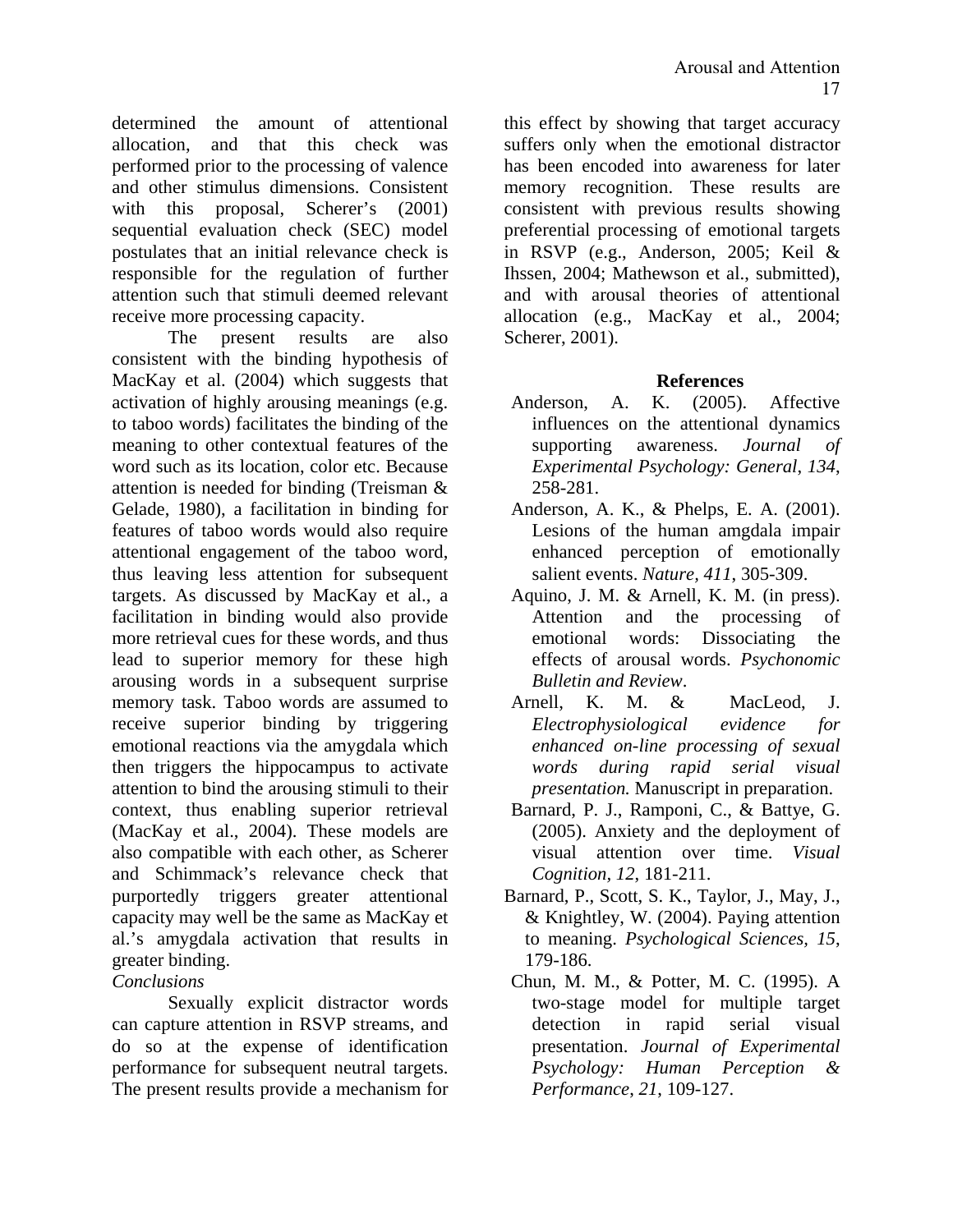determined the amount of attentional allocation, and that this check was performed prior to the processing of valence and other stimulus dimensions. Consistent with this proposal, Scherer's (2001) sequential evaluation check (SEC) model postulates that an initial relevance check is responsible for the regulation of further attention such that stimuli deemed relevant receive more processing capacity.

The present results are also consistent with the binding hypothesis of MacKay et al. (2004) which suggests that activation of highly arousing meanings (e.g. to taboo words) facilitates the binding of the meaning to other contextual features of the word such as its location, color etc. Because attention is needed for binding (Treisman & Gelade, 1980), a facilitation in binding for features of taboo words would also require attentional engagement of the taboo word, thus leaving less attention for subsequent targets. As discussed by MacKay et al., a facilitation in binding would also provide more retrieval cues for these words, and thus lead to superior memory for these high arousing words in a subsequent surprise memory task. Taboo words are assumed to receive superior binding by triggering emotional reactions via the amygdala which then triggers the hippocampus to activate attention to bind the arousing stimuli to their context, thus enabling superior retrieval (MacKay et al., 2004). These models are also compatible with each other, as Scherer and Schimmack's relevance check that purportedly triggers greater attentional capacity may well be the same as MacKay et al.'s amygdala activation that results in greater binding.

*Conclusions*

Sexually explicit distractor words can capture attention in RSVP streams, and do so at the expense of identification performance for subsequent neutral targets. The present results provide a mechanism for this effect by showing that target accuracy suffers only when the emotional distractor has been encoded into awareness for later memory recognition. These results are consistent with previous results showing preferential processing of emotional targets in RSVP (e.g., Anderson, 2005; Keil & Ihssen, 2004; Mathewson et al., submitted), and with arousal theories of attentional allocation (e.g., MacKay et al., 2004; Scherer, 2001).

## References

Anderson, A. K. (2005). Affective influences on the attentional dynamics supporting awareness. *Journal of Experimental Psychology: General*, *134*, 258-281.

Anderson, A. K., & Phelps, E. A. (2001). Lesions of the human amgdala impair enhanced perception of emotionally salient events. *Nature, 411*, 305-309.

Aquino, J. M. & Arnell, K. M. (in press). Attention and the processing of emotional words: Dissociating the effects of arousal words. *Psychonomic Bulletin and Review*.

Arnell, K. M. & MacLeod, J. *Electrophysiological evidence for enhanced on-line processing of sexual words during rapid serial visual presentation.* Manuscript in preparation.

Barnard, P. J., Ramponi, C., & Battye, G. (2005). Anxiety and the deployment of visual attention over time. *Visual Cognition, 12*, 181-211.

Barnard, P., Scott, S. K., Taylor, J., May, J., & Knightley, W. (2004). Paying attention to meaning. *Psychological Sciences, 15*, 179-186.

Chun, M. M., & Potter, M. C. (1995). A two-stage model for multiple target detection in rapid serial visual presentation. *Journal of Experimental Psychology: Human Perception & Performance*, *21*, 109-127.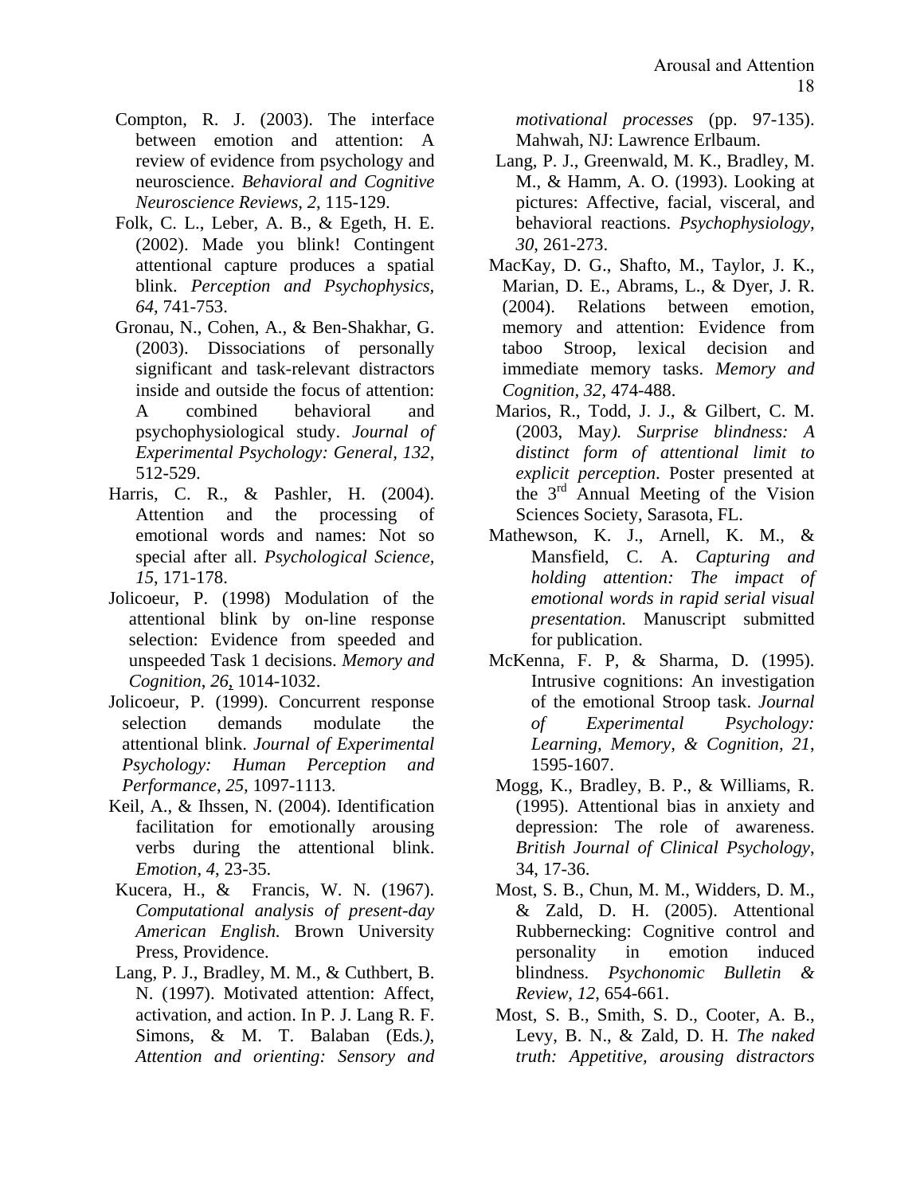Compton, R. J. (2003). The interface between emotion and attention: A review of evidence from psychology and neuroscience. *Behavioral and Cognitive Neuroscience Reviews, 2*, 115-129.

Folk, C. L., Leber, A. B., & Egeth, H. E. (2002). Made you blink! Contingent attentional capture produces a spatial blink. *Perception and Psychophysics, 64*, 741-753.

Gronau, N., Cohen, A., & Ben-Shakhar, G. (2003). Dissociations of personally significant and task-relevant distractors inside and outside the focus of attention: A combined behavioral and psychophysiological study. *Journal of Experimental Psychology: General, 132*, 512-529.

Harris, C. R., & Pashler, H. (2004). Attention and the processing of emotional words and names: Not so special after all. *Psychological Science, 15*, 171-178.

Jolicoeur, P. (1998) Modulation of the attentional blink by on-line response selection: Evidence from speeded and unspeeded Task 1 decisions. *Memory and Cognition*, *26*, 1014-1032.

Jolicoeur, P. (1999). Concurrent response selection demands modulate the attentional blink. *Journal of Experimental Psychology: Human Perception and Performance*, *25*, 1097-1113.

Keil, A., & Ihssen, N. (2004). Identification facilitation for emotionally arousing verbs during the attentional blink. *Emotion, 4*, 23-35.

Kucera, H., & Francis, W. N. (1967). *Computational analysis of present-day American English.* Brown University Press, Providence.

Lang, P. J., Bradley, M. M., & Cuthbert, B. N. (1997). Motivated attention: Affect, activation, and action. In P. J. Lang R. F. Simons, & M. T. Balaban (Eds*.), Attention and orienting: Sensory and motivational processes* (pp. 97-135). Mahwah, NJ: Lawrence Erlbaum.

Lang, P. J., Greenwald, M. K., Bradley, M. M., & Hamm, A. O. (1993). Looking at pictures: Affective, facial, visceral, and behavioral reactions. *Psychophysiology, 30*, 261-273.

MacKay, D. G., Shafto, M., Taylor, J. K., Marian, D. E., Abrams, L., & Dyer, J. R. (2004). Relations between emotion, memory and attention: Evidence from taboo Stroop, lexical decision and immediate memory tasks. *Memory and Cognition*, *32*, 474-488.

Marios, R., Todd, J. J., & Gilbert, C. M. (2003, May*). Surprise blindness: A distinct form of attentional limit to explicit perception*. Poster presented at the 3rd Annual Meeting of the Vision Sciences Society, Sarasota, FL.

Mathewson, K. J., Arnell, K. M., & Mansfield, C. A. *Capturing and holding attention: The impact of emotional words in rapid serial visual presentation.* Manuscript submitted for publication.

McKenna, F. P, & Sharma, D. (1995). Intrusive cognitions: An investigation of the emotional Stroop task. *Journal of Experimental Psychology: Learning, Memory, & Cognition, 21*, 1595-1607.

Mogg, K., Bradley, B. P., & Williams, R. (1995). Attentional bias in anxiety and depression: The role of awareness. *British Journal of Clinical Psychology*, 34, 17-36.

Most, S. B., Chun, M. M., Widders, D. M., & Zald, D. H. (2005). Attentional Rubbernecking: Cognitive control and personality in emotion induced blindness. *Psychonomic Bulletin & Review*, *12*, 654-661.

Most, S. B., Smith, S. D., Cooter, A. B., Levy, B. N., & Zald, D. H. *The naked truth: Appetitive, arousing distractors*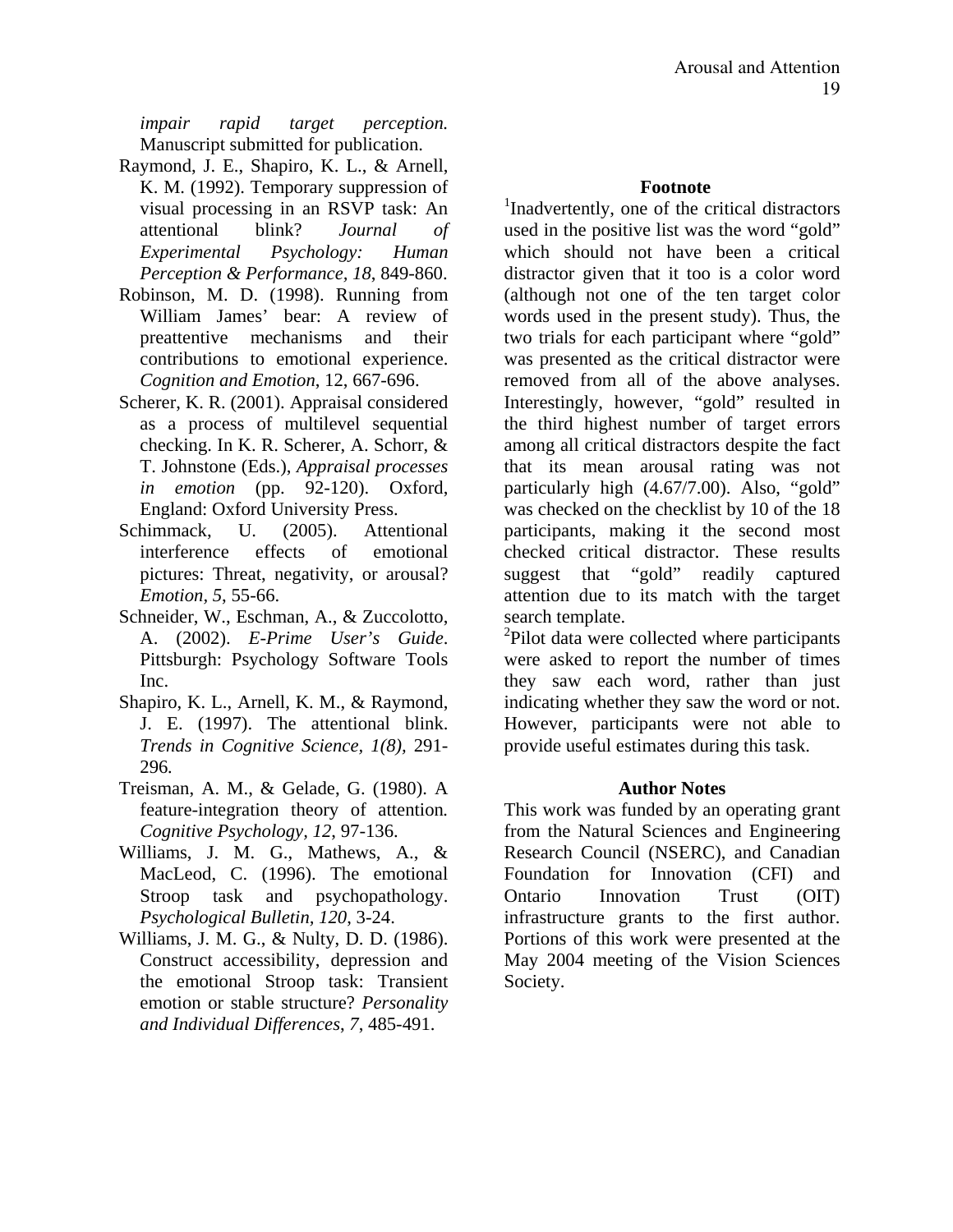*impair rapid target perception.* Manuscript submitted for publication.

Raymond, J. E., Shapiro, K. L., & Arnell, K. M. (1992). Temporary suppression of visual processing in an RSVP task: An attentional blink? *Journal of Experimental Psychology: Human Perception & Performance, 18*, 849-860.

Robinson, M. D. (1998). Running from William James' bear: A review of preattentive mechanisms and their contributions to emotional experience. *Cognition and Emotion*, 12, 667-696.

Scherer, K. R. (2001). Appraisal considered as a process of multilevel sequential checking. In K. R. Scherer, A. Schorr, & T. Johnstone (Eds.), *Appraisal processes in emotion* (pp. 92-120). Oxford, England: Oxford University Press.

Schimmack, U. (2005). Attentional interference effects of emotional pictures: Threat, negativity, or arousal? *Emotion, 5*, 55-66.

Schneider, W., Eschman, A., & Zuccolotto, A. (2002). *E-Prime User's Guide*. Pittsburgh: Psychology Software Tools Inc.

Shapiro, K. L., Arnell, K. M., & Raymond, J. E. (1997). The attentional blink. *Trends in Cognitive Science, 1(8),* 291-296.

Treisman, A. M., & Gelade, G. (1980). A feature-integration theory of attention. *Cognitive Psychology, 12*, 97-136.

Williams, J. M. G., Mathews, A., & MacLeod, C. (1996). The emotional Stroop task and psychopathology. *Psychological Bulletin, 120*, 3-24.

Williams, J. M. G., & Nulty, D. D. (1986). Construct accessibility, depression and the emotional Stroop task: Transient emotion or stable structure? *Personality and Individual Differences*, *7*, 485-491.

## Footnote

[1]Inadvertently, one of the critical distractors used in the positive list was the word "gold" which should not have been a critical distractor given that it too is a color word (although not one of the ten target color words used in the present study). Thus, the two trials for each participant where "gold" was presented as the critical distractor were removed from all of the above analyses. Interestingly, however, "gold" resulted in the third highest number of target errors among all critical distractors despite the fact that its mean arousal rating was not particularly high (4.67/7.00). Also, "gold" was checked on the checklist by 10 of the 18 participants, making it the second most checked critical distractor. These results suggest that "gold" readily captured attention due to its match with the target search template.

[2]Pilot data were collected where participants were asked to report the number of times they saw each word, rather than just indicating whether they saw the word or not. However, participants were not able to provide useful estimates during this task.

## Author Notes

This work was funded by an operating grant from the Natural Sciences and Engineering Research Council (NSERC), and Canadian Foundation for Innovation (CFI) and Ontario Innovation Trust (OIT) infrastructure grants to the first author. Portions of this work were presented at the May 2004 meeting of the Vision Sciences Society.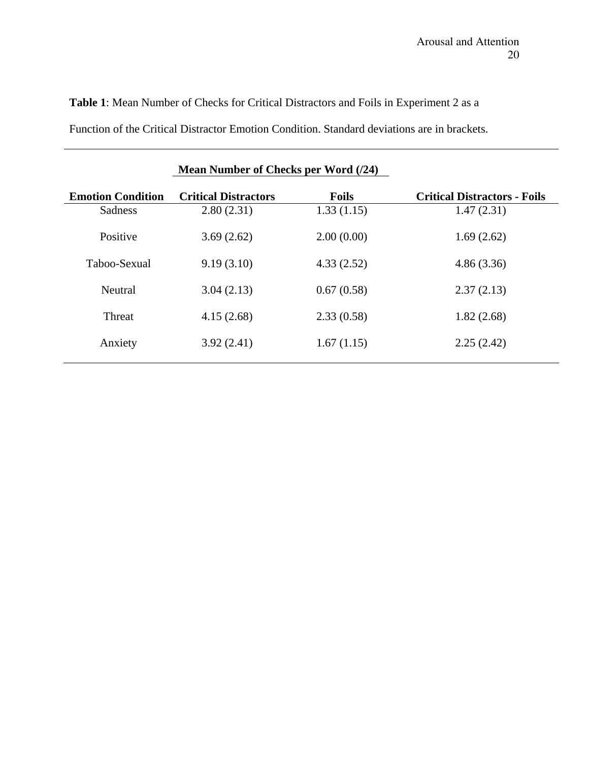**Table 1**: Mean Number of Checks for Critical Distractors and Foils in Experiment 2 as a Function of the Critical Distractor Emotion Condition. Standard deviations are in brackets.

| | Mean Number of Checks per Word (/24) | | |
|---|---|---|---|
| **Emotion Condition** | **Critical Distractors** | **Foils** | **Critical Distractors - Foils** |
| Sadness | 2.80 (2.31) | 1.33 (1.15) | 1.47 (2.31) |
| Positive | 3.69 (2.62) | 2.00 (0.00) | 1.69 (2.62) |
| Taboo-Sexual | 9.19 (3.10) | 4.33 (2.52) | 4.86 (3.36) |
| Neutral | 3.04 (2.13) | 0.67 (0.58) | 2.37 (2.13) |
| Threat | 4.15 (2.68) | 2.33 (0.58) | 1.82 (2.68) |
| Anxiety | 3.92 (2.41) | 1.67 (1.15) | 2.25 (2.42) |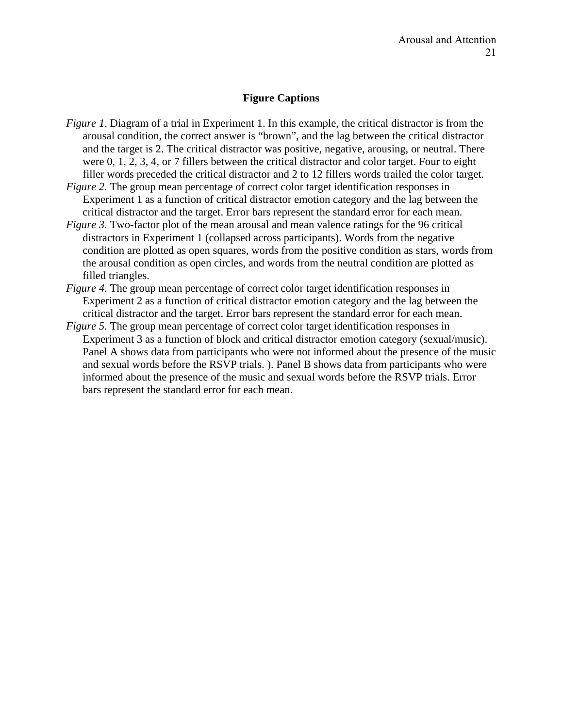# Figure Captions

*Figure 1*. Diagram of a trial in Experiment 1. In this example, the critical distractor is from the arousal condition, the correct answer is "brown", and the lag between the critical distractor and the target is 2. The critical distractor was positive, negative, arousing, or neutral. There were 0, 1, 2, 3, 4, or 7 fillers between the critical distractor and color target. Four to eight filler words preceded the critical distractor and 2 to 12 fillers words trailed the color target.

*Figure 2.* The group mean percentage of correct color target identification responses in Experiment 1 as a function of critical distractor emotion category and the lag between the critical distractor and the target. Error bars represent the standard error for each mean.

*Figure 3.* Two-factor plot of the mean arousal and mean valence ratings for the 96 critical distractors in Experiment 1 (collapsed across participants). Words from the negative condition are plotted as open squares, words from the positive condition as stars, words from the arousal condition as open circles, and words from the neutral condition are plotted as filled triangles.

*Figure 4.* The group mean percentage of correct color target identification responses in Experiment 2 as a function of critical distractor emotion category and the lag between the critical distractor and the target. Error bars represent the standard error for each mean.

*Figure 5.* The group mean percentage of correct color target identification responses in Experiment 3 as a function of block and critical distractor emotion category (sexual/music). Panel A shows data from participants who were not informed about the presence of the music and sexual words before the RSVP trials. ). Panel B shows data from participants who were informed about the presence of the music and sexual words before the RSVP trials. Error bars represent the standard error for each mean.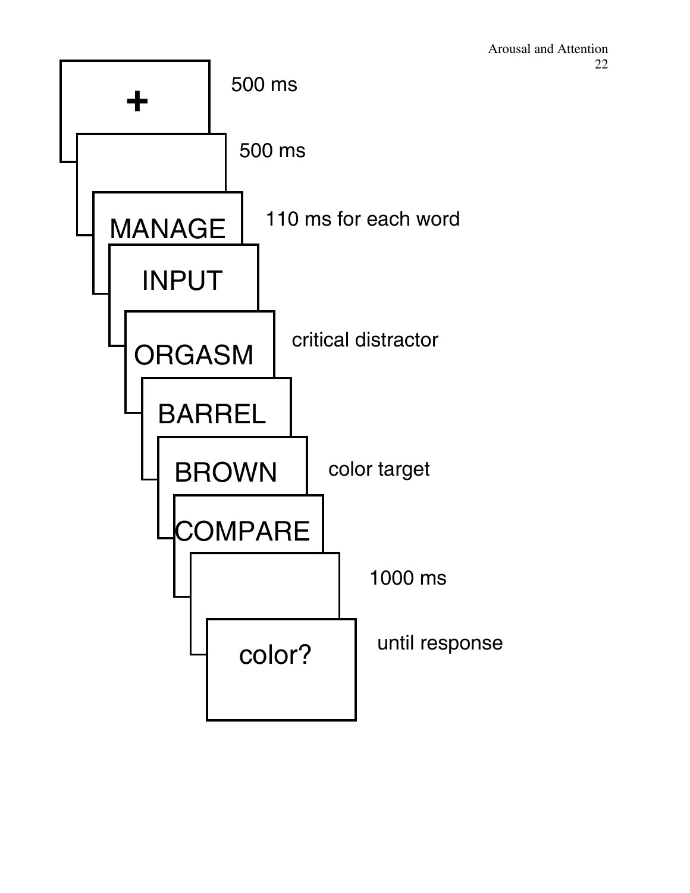+

500 ms

500 ms

MANAGE

110 ms for each word

INPUT

ORGASM

critical distractor

BARREL

BROWN

color target

COMPARE

1000 ms

color?

until response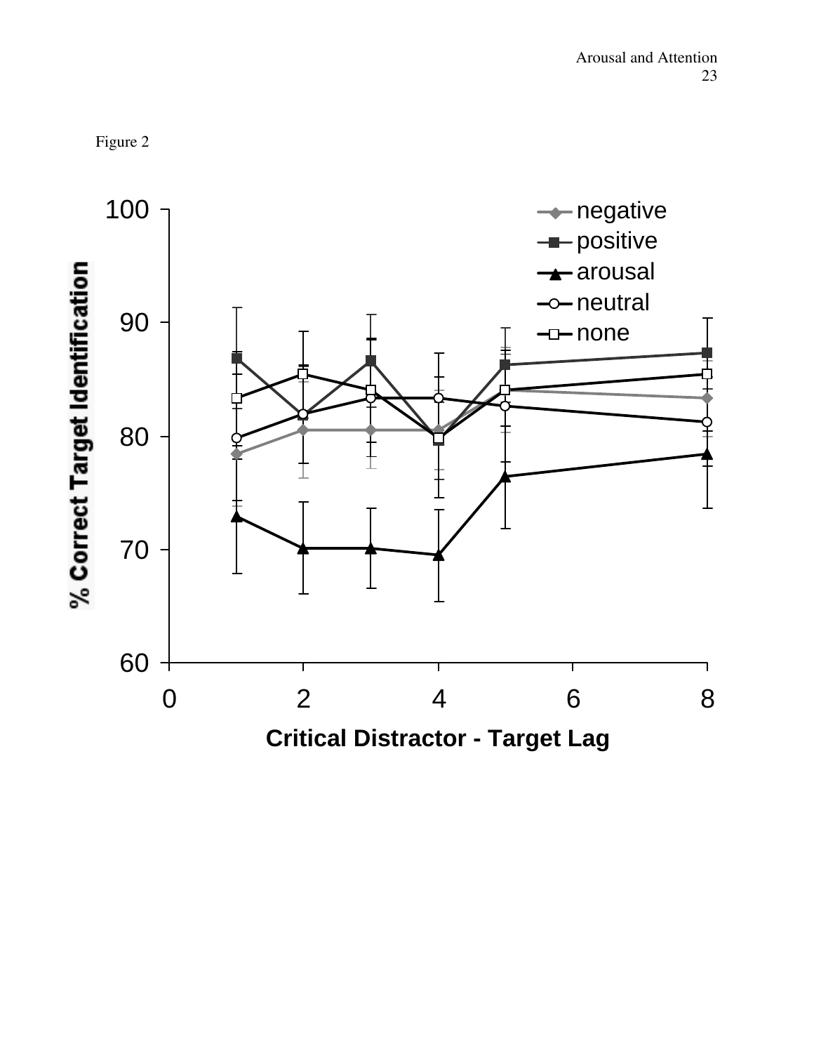Figure 2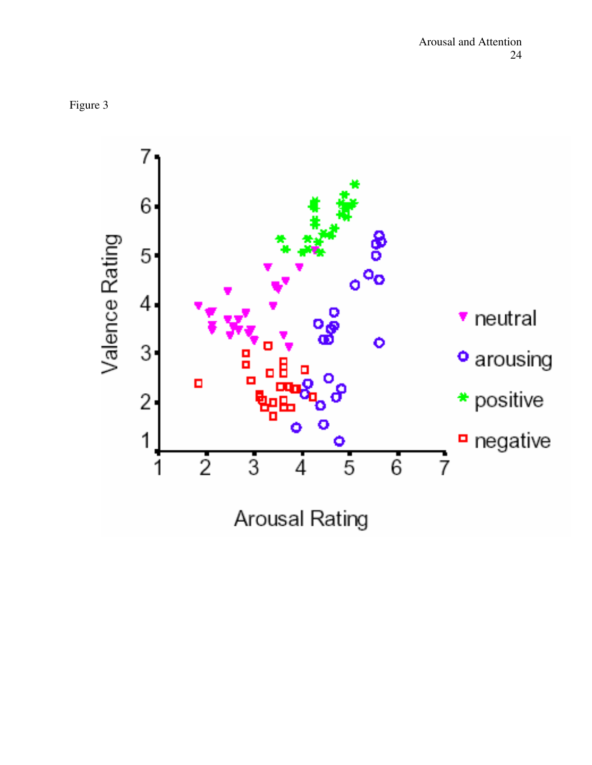Figure 3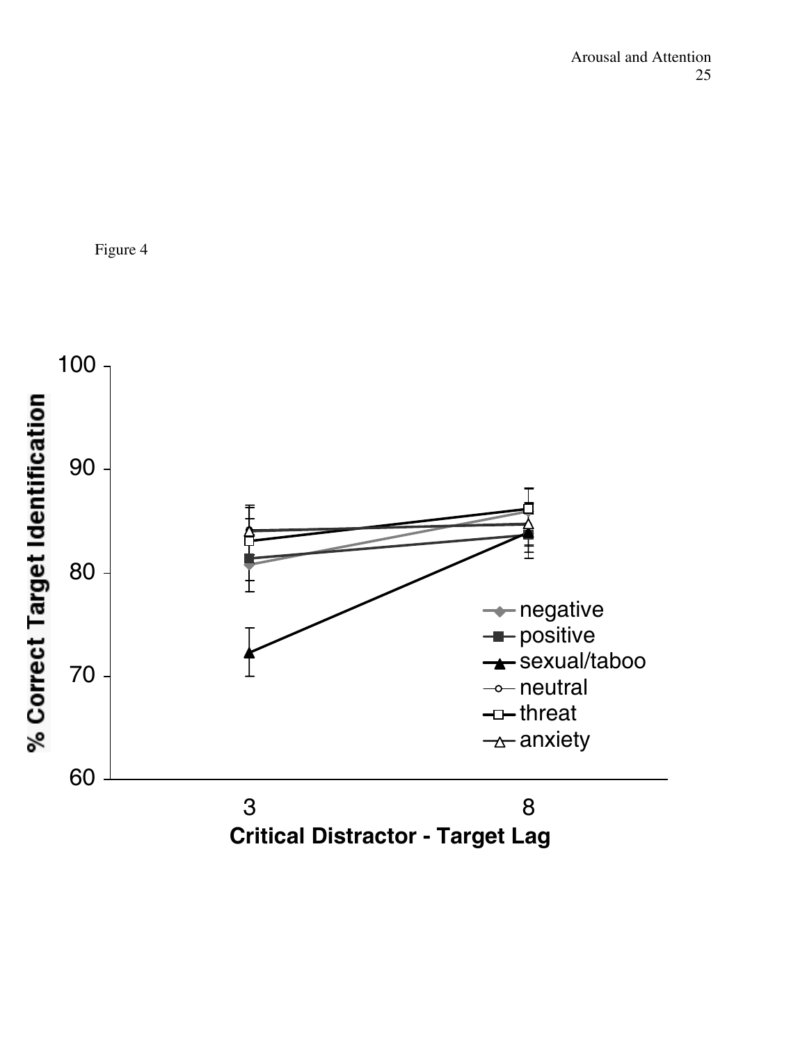Figure 4

% Correct Target Identification

Critical Distractor - Target Lag

Legend: negative, positive, sexual/taboo, neutral, threat, anxiety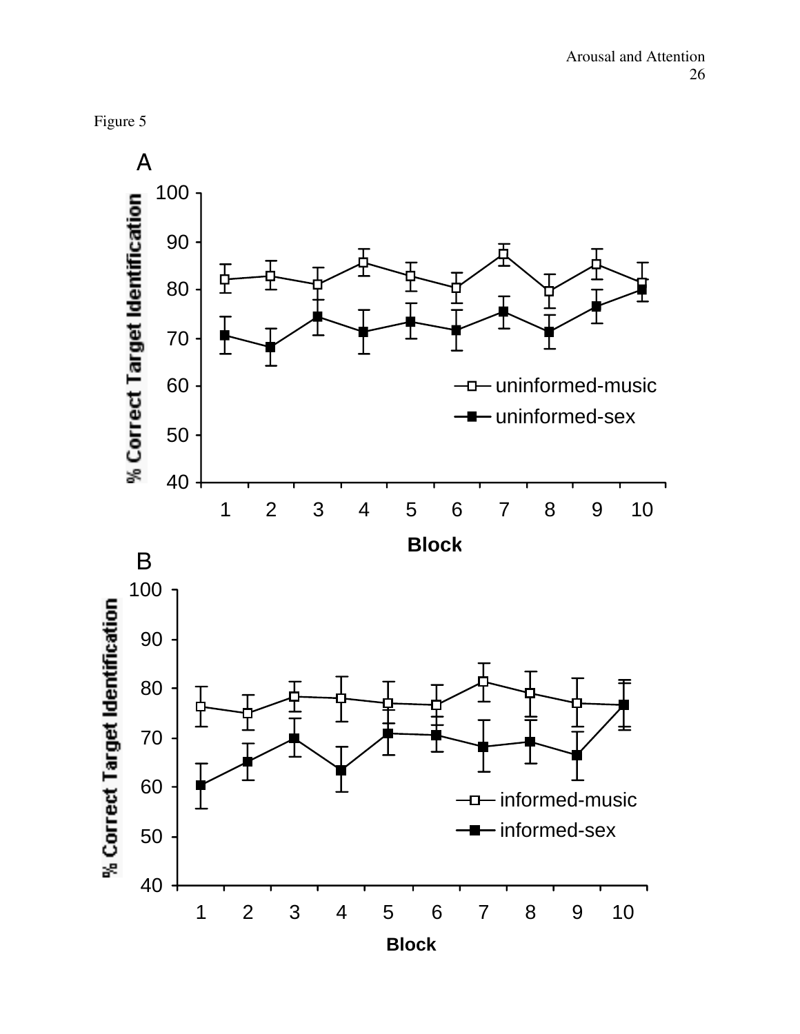Figure 5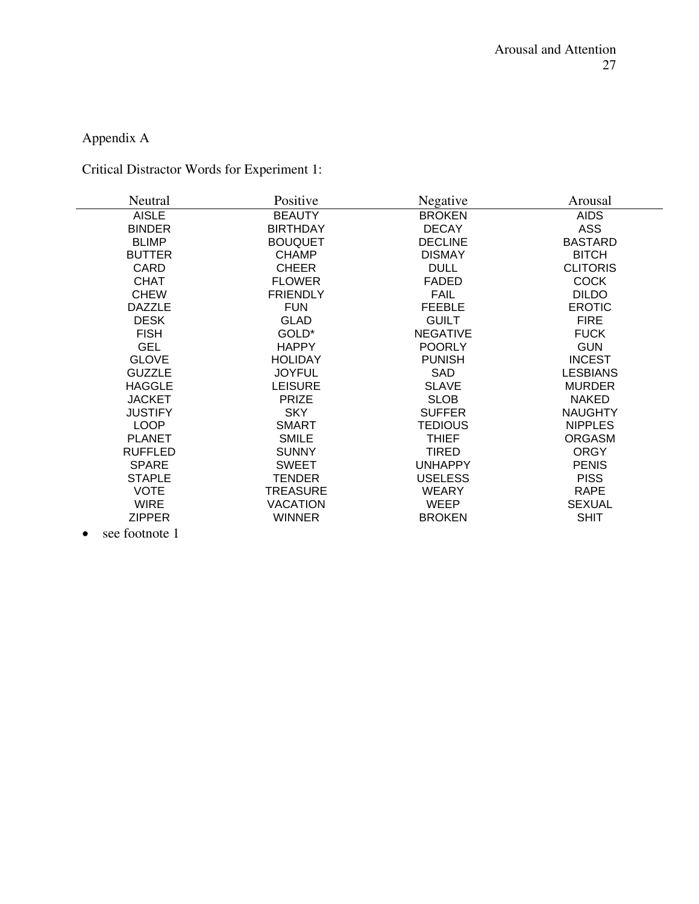Appendix A

Critical Distractor Words for Experiment 1:

| Neutral | Positive | Negative | Arousal |
|---|---|---|---|
| AISLE | BEAUTY | BROKEN | AIDS |
| BINDER | BIRTHDAY | DECAY | ASS |
| BLIMP | BOUQUET | DECLINE | BASTARD |
| BUTTER | CHAMP | DISMAY | BITCH |
| CARD | CHEER | DULL | CLITORIS |
| CHAT | FLOWER | FADED | COCK |
| CHEW | FRIENDLY | FAIL | DILDO |
| DAZZLE | FUN | FEEBLE | EROTIC |
| DESK | GLAD | GUILT | FIRE |
| FISH | GOLD* | NEGATIVE | FUCK |
| GEL | HAPPY | POORLY | GUN |
| GLOVE | HOLIDAY | PUNISH | INCEST |
| GUZZLE | JOYFUL | SAD | LESBIANS |
| HAGGLE | LEISURE | SLAVE | MURDER |
| JACKET | PRIZE | SLOB | NAKED |
| JUSTIFY | SKY | SUFFER | NAUGHTY |
| LOOP | SMART | TEDIOUS | NIPPLES |
| PLANET | SMILE | THIEF | ORGASM |
| RUFFLED | SUNNY | TIRED | ORGY |
| SPARE | SWEET | UNHAPPY | PENIS |
| STAPLE | TENDER | USELESS | PISS |
| VOTE | TREASURE | WEARY | RAPE |
| WIRE | VACATION | WEEP | SEXUAL |
| ZIPPER | WINNER | BROKEN | SHIT |

- see footnote 1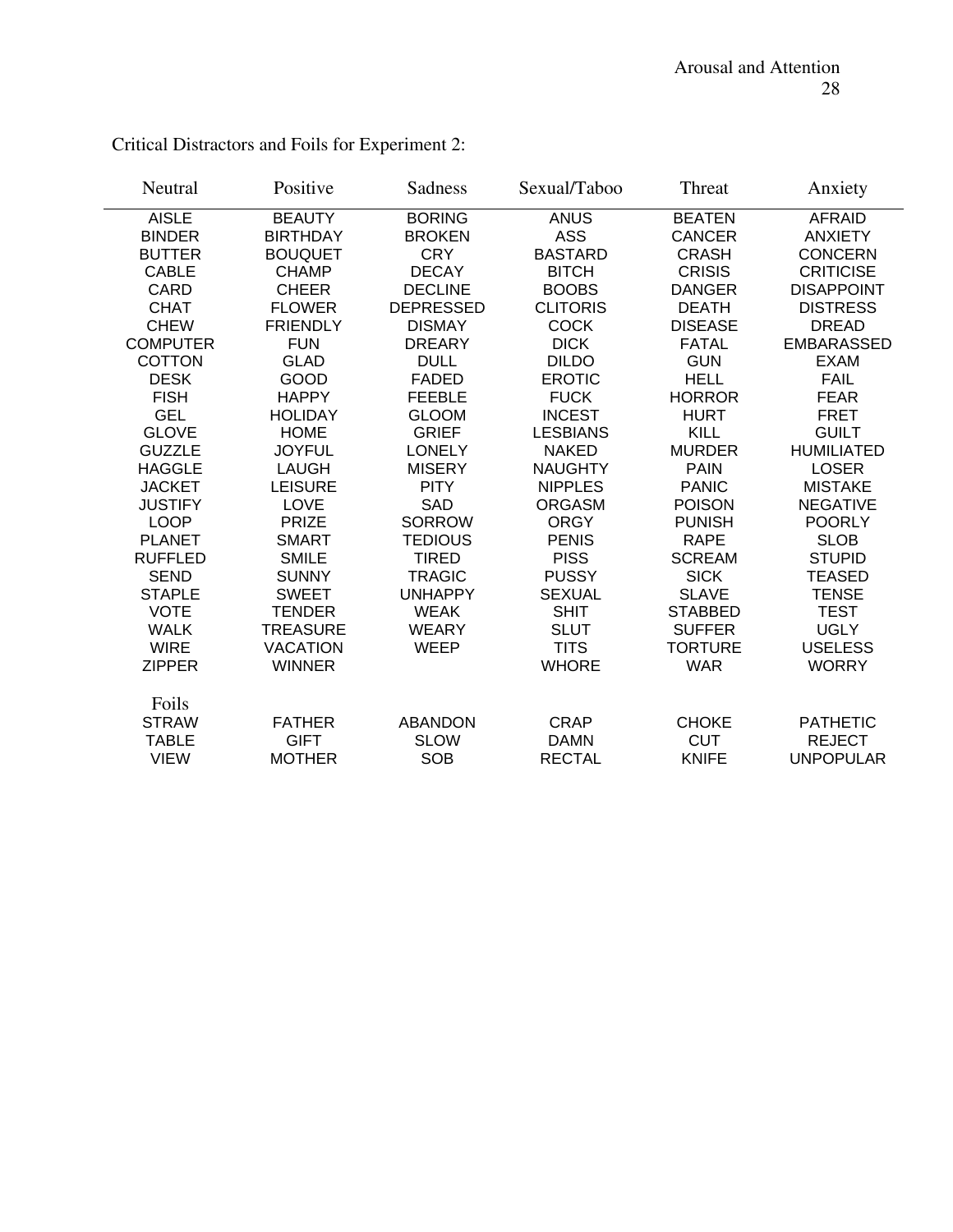Critical Distractors and Foils for Experiment 2:

| Neutral | Positive | Sadness | Sexual/Taboo | Threat | Anxiety |
|---|---|---|---|---|---|
| AISLE | BEAUTY | BORING | ANUS | BEATEN | AFRAID |
| BINDER | BIRTHDAY | BROKEN | ASS | CANCER | ANXIETY |
| BUTTER | BOUQUET | CRY | BASTARD | CRASH | CONCERN |
| CABLE | CHAMP | DECAY | BITCH | CRISIS | CRITICISE |
| CARD | CHEER | DECLINE | BOOBS | DANGER | DISAPPOINT |
| CHAT | FLOWER | DEPRESSED | CLITORIS | DEATH | DISTRESS |
| CHEW | FRIENDLY | DISMAY | COCK | DISEASE | DREAD |
| COMPUTER | FUN | DREARY | DICK | FATAL | EMBARASSED |
| COTTON | GLAD | DULL | DILDO | GUN | EXAM |
| DESK | GOOD | FADED | EROTIC | HELL | FAIL |
| FISH | HAPPY | FEEBLE | FUCK | HORROR | FEAR |
| GEL | HOLIDAY | GLOOM | INCEST | HURT | FRET |
| GLOVE | HOME | GRIEF | LESBIANS | KILL | GUILT |
| GUZZLE | JOYFUL | LONELY | NAKED | MURDER | HUMILIATED |
| HAGGLE | LAUGH | MISERY | NAUGHTY | PAIN | LOSER |
| JACKET | LEISURE | PITY | NIPPLES | PANIC | MISTAKE |
| JUSTIFY | LOVE | SAD | ORGASM | POISON | NEGATIVE |
| LOOP | PRIZE | SORROW | ORGY | PUNISH | POORLY |
| PLANET | SMART | TEDIOUS | PENIS | RAPE | SLOB |
| RUFFLED | SMILE | TIRED | PISS | SCREAM | STUPID |
| SEND | SUNNY | TRAGIC | PUSSY | SICK | TEASED |
| STAPLE | SWEET | UNHAPPY | SEXUAL | SLAVE | TENSE |
| VOTE | TENDER | WEAK | SHIT | STABBED | TEST |
| WALK | TREASURE | WEARY | SLUT | SUFFER | UGLY |
| WIRE | VACATION | WEEP | TITS | TORTURE | USELESS |
| ZIPPER | WINNER | | WHORE | WAR | WORRY |
| Foils | | | | | |
| STRAW | FATHER | ABANDON | CRAP | CHOKE | PATHETIC |
| TABLE | GIFT | SLOW | DAMN | CUT | REJECT |
| VIEW | MOTHER | SOB | RECTAL | KNIFE | UNPOPULAR |